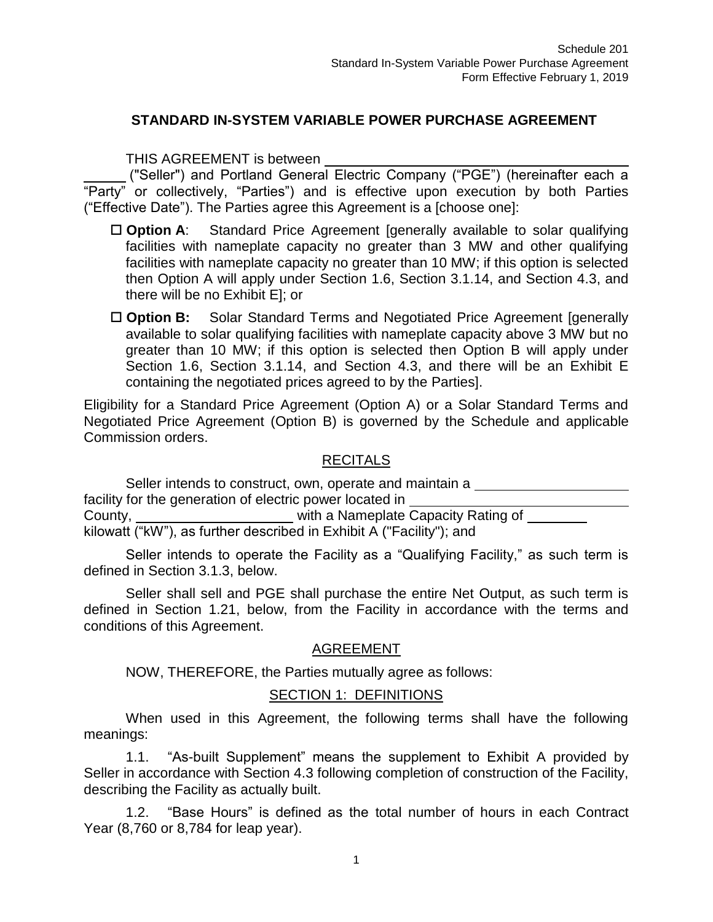Schedule 201
Standard In-System Variable Power Purchase Agreement
Form Effective February 1, 2019

# STANDARD IN-SYSTEM VARIABLE POWER PURCHASE AGREEMENT

THIS AGREEMENT is between ________________________________________ ______ ("Seller") and Portland General Electric Company ("PGE") (hereinafter each a "Party" or collectively, "Parties") and is effective upon execution by both Parties ("Effective Date"). The Parties agree this Agreement is a [choose one]:

- ☐ **Option A**: Standard Price Agreement [generally available to solar qualifying facilities with nameplate capacity no greater than 3 MW and other qualifying facilities with nameplate capacity no greater than 10 MW; if this option is selected then Option A will apply under Section 1.6, Section 3.1.14, and Section 4.3, and there will be no Exhibit E]; or

- ☐ **Option B:** Solar Standard Terms and Negotiated Price Agreement [generally available to solar qualifying facilities with nameplate capacity above 3 MW but no greater than 10 MW; if this option is selected then Option B will apply under Section 1.6, Section 3.1.14, and Section 4.3, and there will be an Exhibit E containing the negotiated prices agreed to by the Parties].

Eligibility for a Standard Price Agreement (Option A) or a Solar Standard Terms and Negotiated Price Agreement (Option B) is governed by the Schedule and applicable Commission orders.

## RECITALS

Seller intends to construct, own, operate and maintain a ____________________ facility for the generation of electric power located in ______________________________ County, ____________________ with a Nameplate Capacity Rating of ________ kilowatt ("kW"), as further described in Exhibit A ("Facility"); and

Seller intends to operate the Facility as a "Qualifying Facility," as such term is defined in Section 3.1.3, below.

Seller shall sell and PGE shall purchase the entire Net Output, as such term is defined in Section 1.21, below, from the Facility in accordance with the terms and conditions of this Agreement.

## AGREEMENT

NOW, THEREFORE, the Parties mutually agree as follows:

## SECTION 1: DEFINITIONS

When used in this Agreement, the following terms shall have the following meanings:

1.1. "As-built Supplement" means the supplement to Exhibit A provided by Seller in accordance with Section 4.3 following completion of construction of the Facility, describing the Facility as actually built.

1.2. "Base Hours" is defined as the total number of hours in each Contract Year (8,760 or 8,784 for leap year).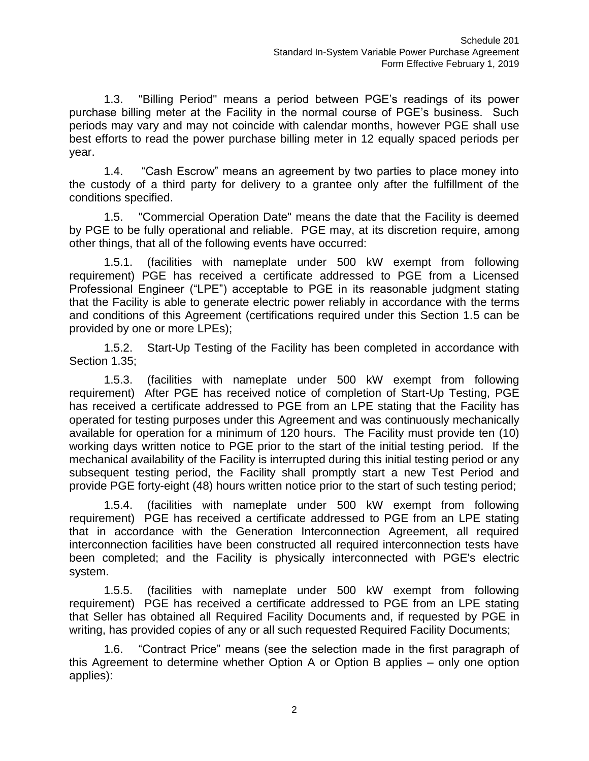1.3. "Billing Period" means a period between PGE's readings of its power purchase billing meter at the Facility in the normal course of PGE's business. Such periods may vary and may not coincide with calendar months, however PGE shall use best efforts to read the power purchase billing meter in 12 equally spaced periods per year.

1.4. "Cash Escrow" means an agreement by two parties to place money into the custody of a third party for delivery to a grantee only after the fulfillment of the conditions specified.

1.5. "Commercial Operation Date" means the date that the Facility is deemed by PGE to be fully operational and reliable. PGE may, at its discretion require, among other things, that all of the following events have occurred:

1.5.1. (facilities with nameplate under 500 kW exempt from following requirement) PGE has received a certificate addressed to PGE from a Licensed Professional Engineer ("LPE") acceptable to PGE in its reasonable judgment stating that the Facility is able to generate electric power reliably in accordance with the terms and conditions of this Agreement (certifications required under this Section 1.5 can be provided by one or more LPEs);

1.5.2. Start-Up Testing of the Facility has been completed in accordance with Section 1.35;

1.5.3. (facilities with nameplate under 500 kW exempt from following requirement) After PGE has received notice of completion of Start-Up Testing, PGE has received a certificate addressed to PGE from an LPE stating that the Facility has operated for testing purposes under this Agreement and was continuously mechanically available for operation for a minimum of 120 hours. The Facility must provide ten (10) working days written notice to PGE prior to the start of the initial testing period. If the mechanical availability of the Facility is interrupted during this initial testing period or any subsequent testing period, the Facility shall promptly start a new Test Period and provide PGE forty-eight (48) hours written notice prior to the start of such testing period;

1.5.4. (facilities with nameplate under 500 kW exempt from following requirement) PGE has received a certificate addressed to PGE from an LPE stating that in accordance with the Generation Interconnection Agreement, all required interconnection facilities have been constructed all required interconnection tests have been completed; and the Facility is physically interconnected with PGE's electric system.

1.5.5. (facilities with nameplate under 500 kW exempt from following requirement) PGE has received a certificate addressed to PGE from an LPE stating that Seller has obtained all Required Facility Documents and, if requested by PGE in writing, has provided copies of any or all such requested Required Facility Documents;

1.6. "Contract Price" means (see the selection made in the first paragraph of this Agreement to determine whether Option A or Option B applies – only one option applies):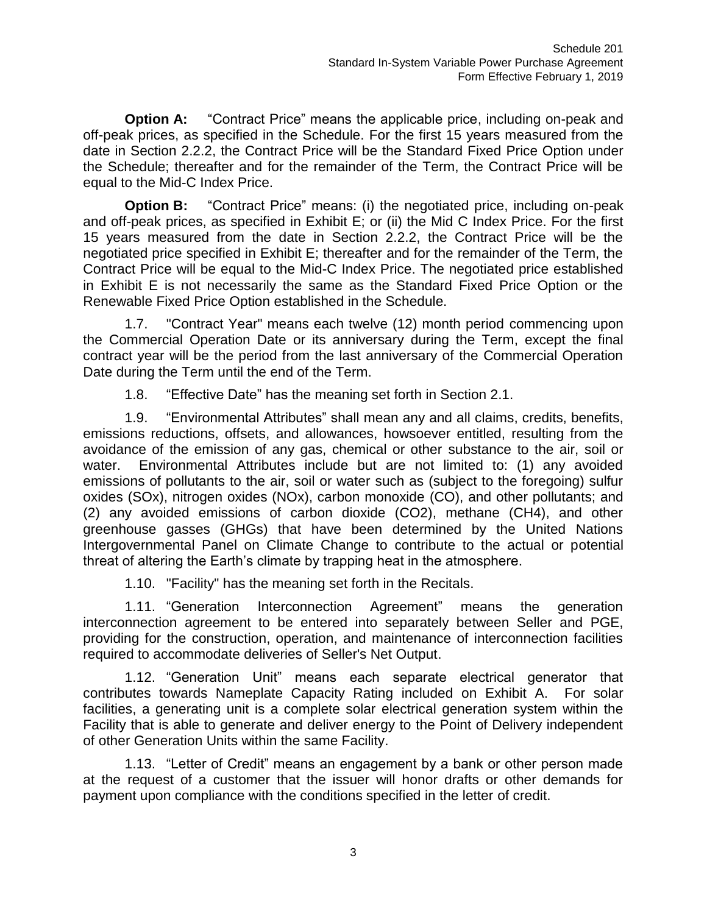**Option A:** “Contract Price” means the applicable price, including on-peak and off-peak prices, as specified in the Schedule. For the first 15 years measured from the date in Section 2.2.2, the Contract Price will be the Standard Fixed Price Option under the Schedule; thereafter and for the remainder of the Term, the Contract Price will be equal to the Mid-C Index Price.

**Option B:** “Contract Price” means: (i) the negotiated price, including on-peak and off-peak prices, as specified in Exhibit E; or (ii) the Mid C Index Price. For the first 15 years measured from the date in Section 2.2.2, the Contract Price will be the negotiated price specified in Exhibit E; thereafter and for the remainder of the Term, the Contract Price will be equal to the Mid-C Index Price. The negotiated price established in Exhibit E is not necessarily the same as the Standard Fixed Price Option or the Renewable Fixed Price Option established in the Schedule.

1.7. "Contract Year" means each twelve (12) month period commencing upon the Commercial Operation Date or its anniversary during the Term, except the final contract year will be the period from the last anniversary of the Commercial Operation Date during the Term until the end of the Term.

1.8. “Effective Date” has the meaning set forth in Section 2.1.

1.9. “Environmental Attributes” shall mean any and all claims, credits, benefits, emissions reductions, offsets, and allowances, howsoever entitled, resulting from the avoidance of the emission of any gas, chemical or other substance to the air, soil or water. Environmental Attributes include but are not limited to: (1) any avoided emissions of pollutants to the air, soil or water such as (subject to the foregoing) sulfur oxides ($SO_x$), nitrogen oxides ($NO_x$), carbon monoxide ($CO$), and other pollutants; and (2) any avoided emissions of carbon dioxide ($CO_2$), methane ($CH_4$), and other greenhouse gasses (GHGs) that have been determined by the United Nations Intergovernmental Panel on Climate Change to contribute to the actual or potential threat of altering the Earth’s climate by trapping heat in the atmosphere.

1.10. "Facility" has the meaning set forth in the Recitals.

1.11. “Generation Interconnection Agreement” means the generation interconnection agreement to be entered into separately between Seller and PGE, providing for the construction, operation, and maintenance of interconnection facilities required to accommodate deliveries of Seller's Net Output.

1.12. “Generation Unit” means each separate electrical generator that contributes towards Nameplate Capacity Rating included on Exhibit A. For solar facilities, a generating unit is a complete solar electrical generation system within the Facility that is able to generate and deliver energy to the Point of Delivery independent of other Generation Units within the same Facility.

1.13. “Letter of Credit” means an engagement by a bank or other person made at the request of a customer that the issuer will honor drafts or other demands for payment upon compliance with the conditions specified in the letter of credit.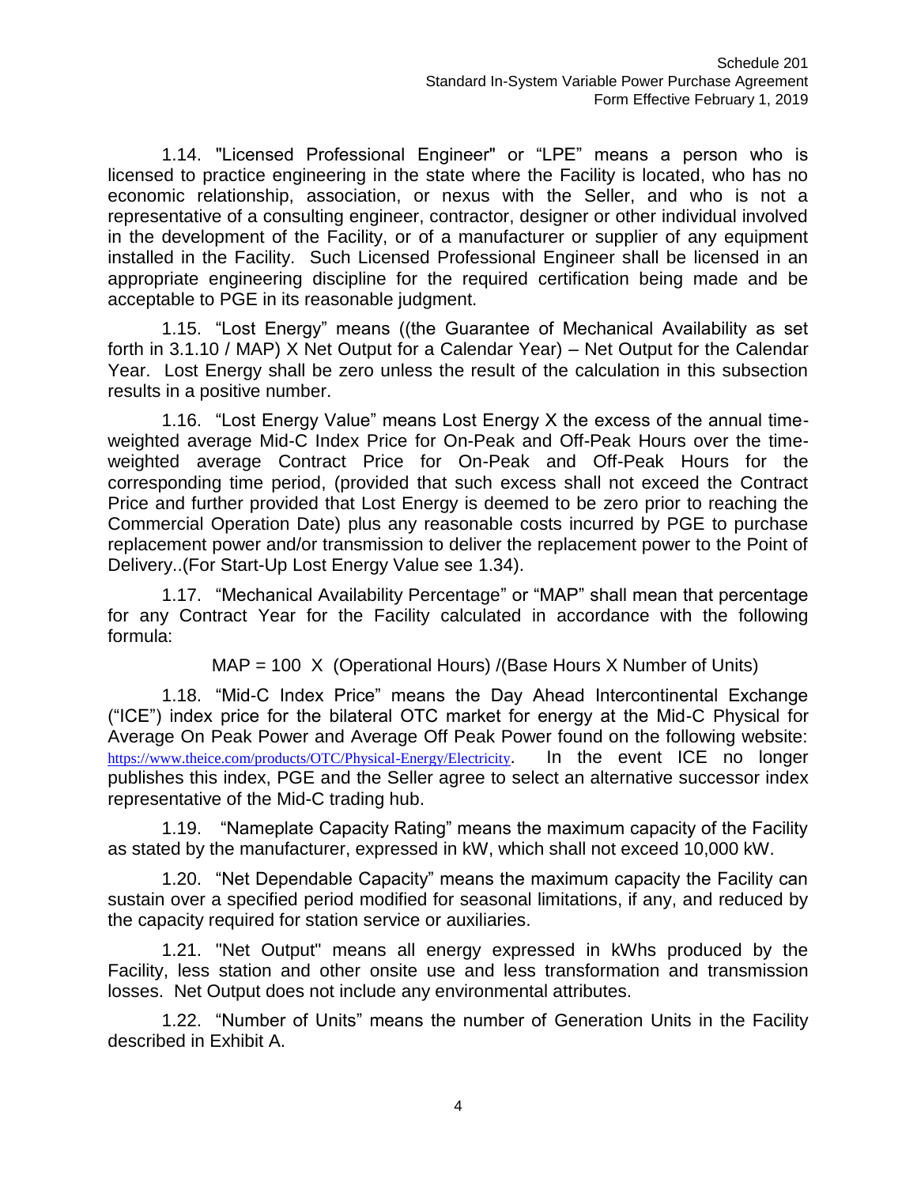1.14. "Licensed Professional Engineer" or "LPE" means a person who is licensed to practice engineering in the state where the Facility is located, who has no economic relationship, association, or nexus with the Seller, and who is not a representative of a consulting engineer, contractor, designer or other individual involved in the development of the Facility, or of a manufacturer or supplier of any equipment installed in the Facility. Such Licensed Professional Engineer shall be licensed in an appropriate engineering discipline for the required certification being made and be acceptable to PGE in its reasonable judgment.

1.15. "Lost Energy" means ((the Guarantee of Mechanical Availability as set forth in 3.1.10 / MAP) X Net Output for a Calendar Year) – Net Output for the Calendar Year. Lost Energy shall be zero unless the result of the calculation in this subsection results in a positive number.

1.16. "Lost Energy Value" means Lost Energy X the excess of the annual time-weighted average Mid-C Index Price for On-Peak and Off-Peak Hours over the time-weighted average Contract Price for On-Peak and Off-Peak Hours for the corresponding time period, (provided that such excess shall not exceed the Contract Price and further provided that Lost Energy is deemed to be zero prior to reaching the Commercial Operation Date) plus any reasonable costs incurred by PGE to purchase replacement power and/or transmission to deliver the replacement power to the Point of Delivery..(For Start-Up Lost Energy Value see 1.34).

1.17. "Mechanical Availability Percentage" or "MAP" shall mean that percentage for any Contract Year for the Facility calculated in accordance with the following formula:

MAP = 100 X (Operational Hours) /(Base Hours X Number of Units)

1.18. "Mid-C Index Price" means the Day Ahead Intercontinental Exchange ("ICE") index price for the bilateral OTC market for energy at the Mid-C Physical for Average On Peak Power and Average Off Peak Power found on the following website: https://www.theice.com/products/OTC/Physical-Energy/Electricity. In the event ICE no longer publishes this index, PGE and the Seller agree to select an alternative successor index representative of the Mid-C trading hub.

1.19. "Nameplate Capacity Rating" means the maximum capacity of the Facility as stated by the manufacturer, expressed in kW, which shall not exceed 10,000 kW.

1.20. "Net Dependable Capacity" means the maximum capacity the Facility can sustain over a specified period modified for seasonal limitations, if any, and reduced by the capacity required for station service or auxiliaries.

1.21. "Net Output" means all energy expressed in kWhs produced by the Facility, less station and other onsite use and less transformation and transmission losses. Net Output does not include any environmental attributes.

1.22. "Number of Units" means the number of Generation Units in the Facility described in Exhibit A.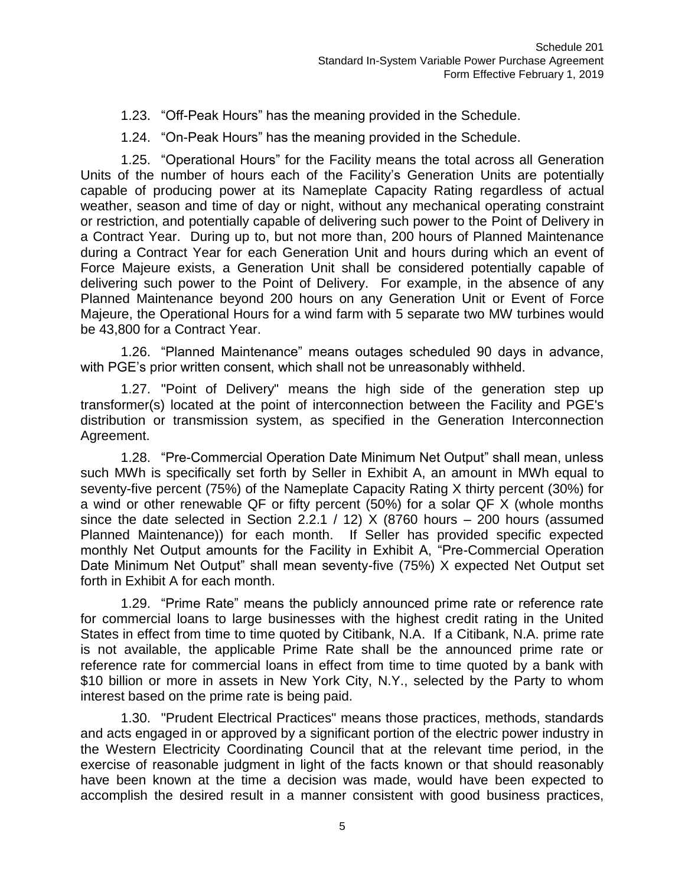1.23. "Off-Peak Hours" has the meaning provided in the Schedule.

1.24. "On-Peak Hours" has the meaning provided in the Schedule.

1.25. "Operational Hours" for the Facility means the total across all Generation Units of the number of hours each of the Facility's Generation Units are potentially capable of producing power at its Nameplate Capacity Rating regardless of actual weather, season and time of day or night, without any mechanical operating constraint or restriction, and potentially capable of delivering such power to the Point of Delivery in a Contract Year. During up to, but not more than, 200 hours of Planned Maintenance during a Contract Year for each Generation Unit and hours during which an event of Force Majeure exists, a Generation Unit shall be considered potentially capable of delivering such power to the Point of Delivery. For example, in the absence of any Planned Maintenance beyond 200 hours on any Generation Unit or Event of Force Majeure, the Operational Hours for a wind farm with 5 separate two MW turbines would be 43,800 for a Contract Year.

1.26. "Planned Maintenance" means outages scheduled 90 days in advance, with PGE's prior written consent, which shall not be unreasonably withheld.

1.27. "Point of Delivery" means the high side of the generation step up transformer(s) located at the point of interconnection between the Facility and PGE's distribution or transmission system, as specified in the Generation Interconnection Agreement.

1.28. "Pre-Commercial Operation Date Minimum Net Output" shall mean, unless such MWh is specifically set forth by Seller in Exhibit A, an amount in MWh equal to seventy-five percent (75%) of the Nameplate Capacity Rating X thirty percent (30%) for a wind or other renewable QF or fifty percent (50%) for a solar QF X (whole months since the date selected in Section 2.2.1 / 12) X (8760 hours – 200 hours (assumed Planned Maintenance)) for each month. If Seller has provided specific expected monthly Net Output amounts for the Facility in Exhibit A, "Pre-Commercial Operation Date Minimum Net Output" shall mean seventy-five (75%) X expected Net Output set forth in Exhibit A for each month.

1.29. "Prime Rate" means the publicly announced prime rate or reference rate for commercial loans to large businesses with the highest credit rating in the United States in effect from time to time quoted by Citibank, N.A. If a Citibank, N.A. prime rate is not available, the applicable Prime Rate shall be the announced prime rate or reference rate for commercial loans in effect from time to time quoted by a bank with $10 billion or more in assets in New York City, N.Y., selected by the Party to whom interest based on the prime rate is being paid.

1.30. "Prudent Electrical Practices" means those practices, methods, standards and acts engaged in or approved by a significant portion of the electric power industry in the Western Electricity Coordinating Council that at the relevant time period, in the exercise of reasonable judgment in light of the facts known or that should reasonably have been known at the time a decision was made, would have been expected to accomplish the desired result in a manner consistent with good business practices,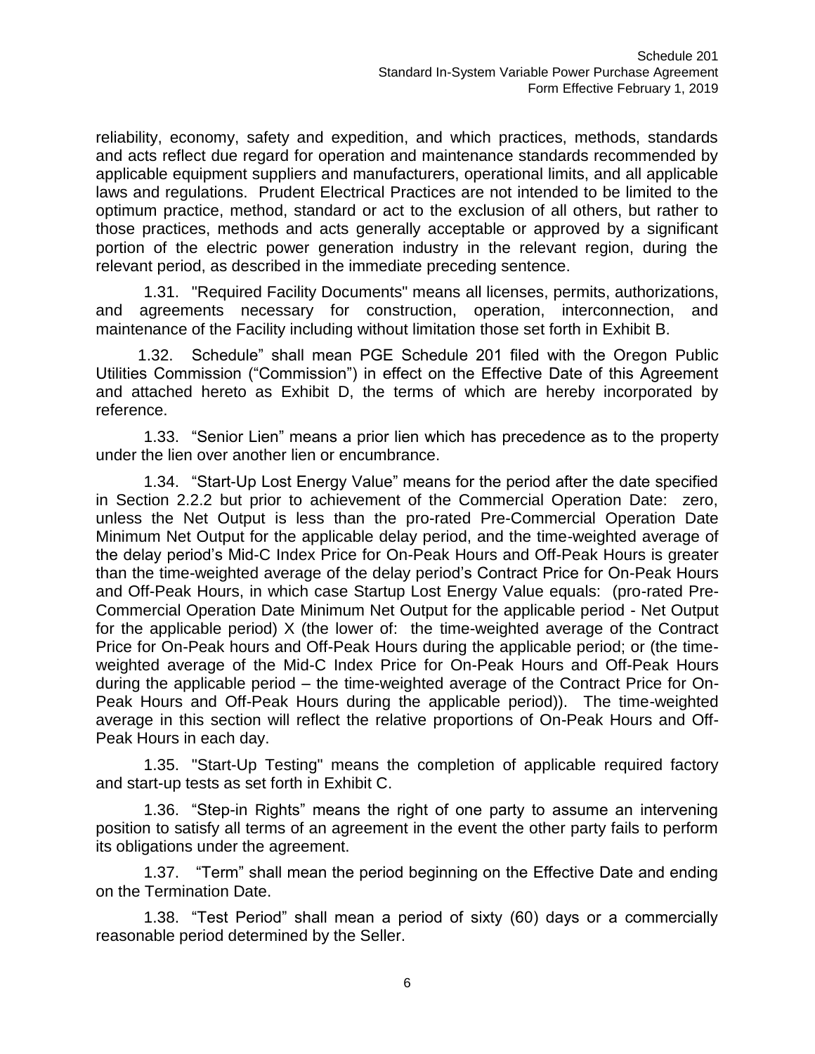reliability, economy, safety and expedition, and which practices, methods, standards and acts reflect due regard for operation and maintenance standards recommended by applicable equipment suppliers and manufacturers, operational limits, and all applicable laws and regulations. Prudent Electrical Practices are not intended to be limited to the optimum practice, method, standard or act to the exclusion of all others, but rather to those practices, methods and acts generally acceptable or approved by a significant portion of the electric power generation industry in the relevant region, during the relevant period, as described in the immediate preceding sentence.

1.31. "Required Facility Documents" means all licenses, permits, authorizations, and agreements necessary for construction, operation, interconnection, and maintenance of the Facility including without limitation those set forth in Exhibit B.

1.32. Schedule" shall mean PGE Schedule 201 filed with the Oregon Public Utilities Commission ("Commission") in effect on the Effective Date of this Agreement and attached hereto as Exhibit D, the terms of which are hereby incorporated by reference.

1.33. "Senior Lien" means a prior lien which has precedence as to the property under the lien over another lien or encumbrance.

1.34. "Start-Up Lost Energy Value" means for the period after the date specified in Section 2.2.2 but prior to achievement of the Commercial Operation Date: zero, unless the Net Output is less than the pro-rated Pre-Commercial Operation Date Minimum Net Output for the applicable delay period, and the time-weighted average of the delay period's Mid-C Index Price for On-Peak Hours and Off-Peak Hours is greater than the time-weighted average of the delay period's Contract Price for On-Peak Hours and Off-Peak Hours, in which case Startup Lost Energy Value equals: (pro-rated Pre-Commercial Operation Date Minimum Net Output for the applicable period - Net Output for the applicable period) X (the lower of: the time-weighted average of the Contract Price for On-Peak hours and Off-Peak Hours during the applicable period; or (the time-weighted average of the Mid-C Index Price for On-Peak Hours and Off-Peak Hours during the applicable period – the time-weighted average of the Contract Price for On-Peak Hours and Off-Peak Hours during the applicable period)). The time-weighted average in this section will reflect the relative proportions of On-Peak Hours and Off-Peak Hours in each day.

1.35. "Start-Up Testing" means the completion of applicable required factory and start-up tests as set forth in Exhibit C.

1.36. "Step-in Rights" means the right of one party to assume an intervening position to satisfy all terms of an agreement in the event the other party fails to perform its obligations under the agreement.

1.37. "Term" shall mean the period beginning on the Effective Date and ending on the Termination Date.

1.38. "Test Period" shall mean a period of sixty (60) days or a commercially reasonable period determined by the Seller.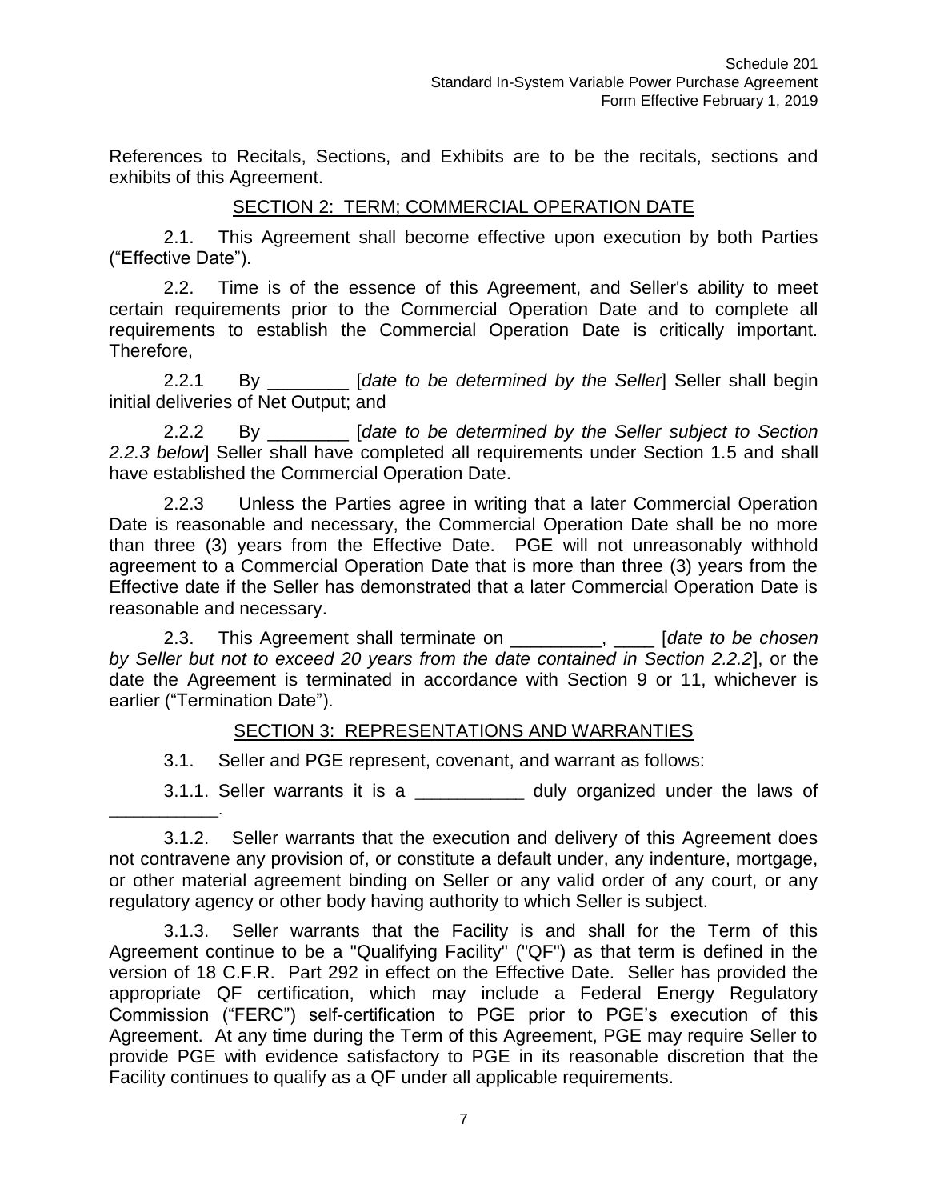References to Recitals, Sections, and Exhibits are to be the recitals, sections and exhibits of this Agreement.

## SECTION 2: TERM; COMMERCIAL OPERATION DATE

2.1. This Agreement shall become effective upon execution by both Parties ("Effective Date").

2.2. Time is of the essence of this Agreement, and Seller's ability to meet certain requirements prior to the Commercial Operation Date and to complete all requirements to establish the Commercial Operation Date is critically important. Therefore,

2.2.1 By ________ [*date to be determined by the Seller*] Seller shall begin initial deliveries of Net Output; and

2.2.2 By ________ [*date to be determined by the Seller subject to Section 2.2.3 below*] Seller shall have completed all requirements under Section 1.5 and shall have established the Commercial Operation Date.

2.2.3 Unless the Parties agree in writing that a later Commercial Operation Date is reasonable and necessary, the Commercial Operation Date shall be no more than three (3) years from the Effective Date. PGE will not unreasonably withhold agreement to a Commercial Operation Date that is more than three (3) years from the Effective date if the Seller has demonstrated that a later Commercial Operation Date is reasonable and necessary.

2.3. This Agreement shall terminate on _________, ____ [*date to be chosen by Seller but not to exceed 20 years from the date contained in Section 2.2.2*], or the date the Agreement is terminated in accordance with Section 9 or 11, whichever is earlier ("Termination Date").

## SECTION 3: REPRESENTATIONS AND WARRANTIES

3.1. Seller and PGE represent, covenant, and warrant as follows:

3.1.1. Seller warrants it is a ___________ duly organized under the laws of ___________.

3.1.2. Seller warrants that the execution and delivery of this Agreement does not contravene any provision of, or constitute a default under, any indenture, mortgage, or other material agreement binding on Seller or any valid order of any court, or any regulatory agency or other body having authority to which Seller is subject.

3.1.3. Seller warrants that the Facility is and shall for the Term of this Agreement continue to be a "Qualifying Facility" ("QF") as that term is defined in the version of 18 C.F.R. Part 292 in effect on the Effective Date. Seller has provided the appropriate QF certification, which may include a Federal Energy Regulatory Commission ("FERC") self-certification to PGE prior to PGE's execution of this Agreement. At any time during the Term of this Agreement, PGE may require Seller to provide PGE with evidence satisfactory to PGE in its reasonable discretion that the Facility continues to qualify as a QF under all applicable requirements.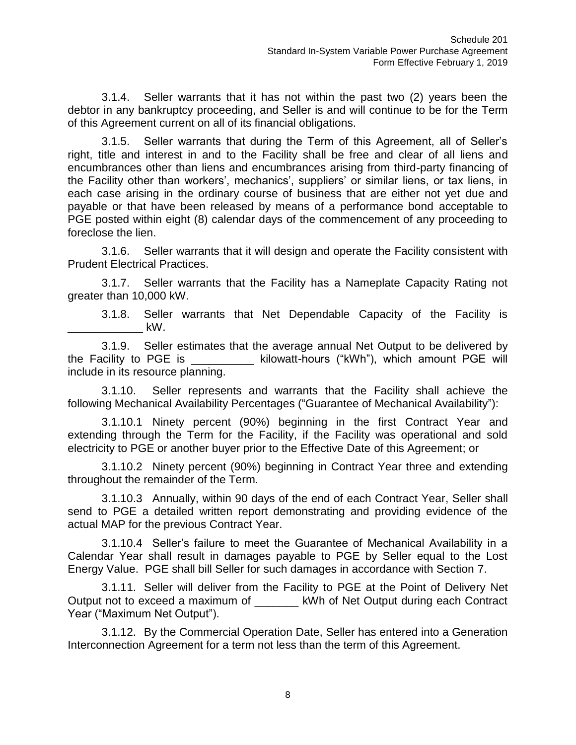3.1.4. Seller warrants that it has not within the past two (2) years been the debtor in any bankruptcy proceeding, and Seller is and will continue to be for the Term of this Agreement current on all of its financial obligations.

3.1.5. Seller warrants that during the Term of this Agreement, all of Seller's right, title and interest in and to the Facility shall be free and clear of all liens and encumbrances other than liens and encumbrances arising from third-party financing of the Facility other than workers', mechanics', suppliers' or similar liens, or tax liens, in each case arising in the ordinary course of business that are either not yet due and payable or that have been released by means of a performance bond acceptable to PGE posted within eight (8) calendar days of the commencement of any proceeding to foreclose the lien.

3.1.6. Seller warrants that it will design and operate the Facility consistent with Prudent Electrical Practices.

3.1.7. Seller warrants that the Facility has a Nameplate Capacity Rating not greater than 10,000 kW.

3.1.8. Seller warrants that Net Dependable Capacity of the Facility is ____________ kW.

3.1.9. Seller estimates that the average annual Net Output to be delivered by the Facility to PGE is __________ kilowatt-hours ("kWh"), which amount PGE will include in its resource planning.

3.1.10. Seller represents and warrants that the Facility shall achieve the following Mechanical Availability Percentages ("Guarantee of Mechanical Availability"):

3.1.10.1 Ninety percent (90%) beginning in the first Contract Year and extending through the Term for the Facility, if the Facility was operational and sold electricity to PGE or another buyer prior to the Effective Date of this Agreement; or

3.1.10.2 Ninety percent (90%) beginning in Contract Year three and extending throughout the remainder of the Term.

3.1.10.3 Annually, within 90 days of the end of each Contract Year, Seller shall send to PGE a detailed written report demonstrating and providing evidence of the actual MAP for the previous Contract Year.

3.1.10.4 Seller's failure to meet the Guarantee of Mechanical Availability in a Calendar Year shall result in damages payable to PGE by Seller equal to the Lost Energy Value. PGE shall bill Seller for such damages in accordance with Section 7.

3.1.11. Seller will deliver from the Facility to PGE at the Point of Delivery Net Output not to exceed a maximum of _______ kWh of Net Output during each Contract Year ("Maximum Net Output").

3.1.12. By the Commercial Operation Date, Seller has entered into a Generation Interconnection Agreement for a term not less than the term of this Agreement.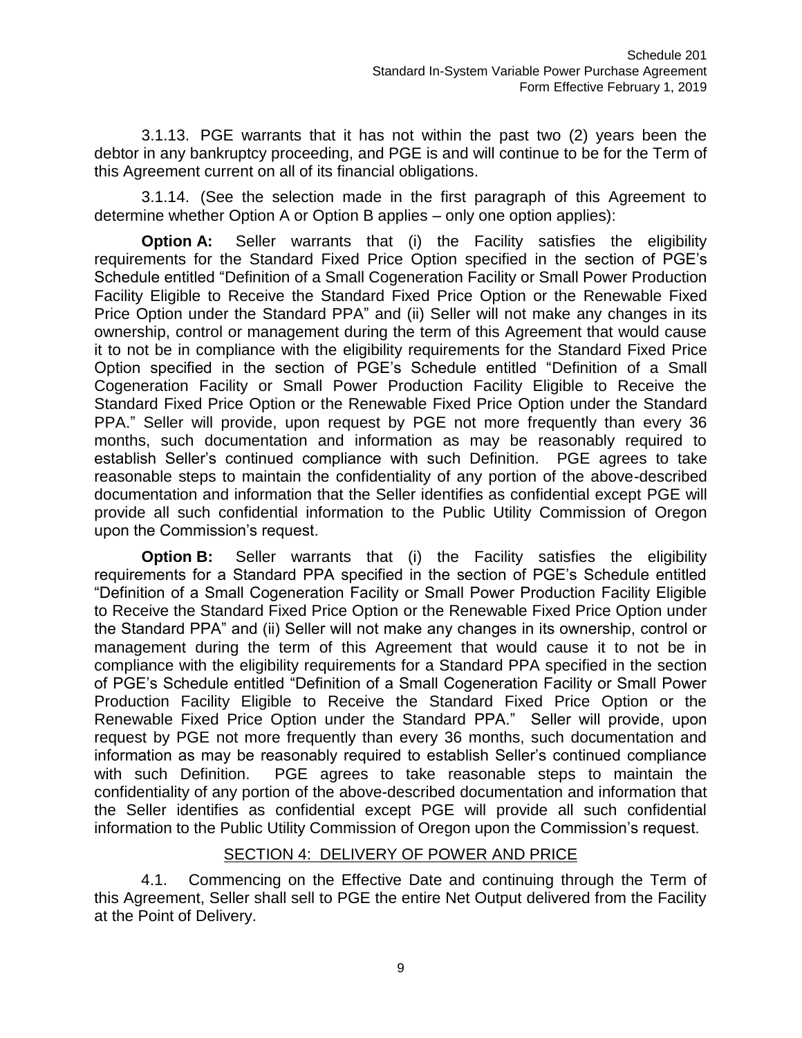3.1.13. PGE warrants that it has not within the past two (2) years been the debtor in any bankruptcy proceeding, and PGE is and will continue to be for the Term of this Agreement current on all of its financial obligations.

3.1.14. (See the selection made in the first paragraph of this Agreement to determine whether Option A or Option B applies – only one option applies):

**Option A:** Seller warrants that (i) the Facility satisfies the eligibility requirements for the Standard Fixed Price Option specified in the section of PGE's Schedule entitled "Definition of a Small Cogeneration Facility or Small Power Production Facility Eligible to Receive the Standard Fixed Price Option or the Renewable Fixed Price Option under the Standard PPA" and (ii) Seller will not make any changes in its ownership, control or management during the term of this Agreement that would cause it to not be in compliance with the eligibility requirements for the Standard Fixed Price Option specified in the section of PGE's Schedule entitled "Definition of a Small Cogeneration Facility or Small Power Production Facility Eligible to Receive the Standard Fixed Price Option or the Renewable Fixed Price Option under the Standard PPA." Seller will provide, upon request by PGE not more frequently than every 36 months, such documentation and information as may be reasonably required to establish Seller's continued compliance with such Definition. PGE agrees to take reasonable steps to maintain the confidentiality of any portion of the above-described documentation and information that the Seller identifies as confidential except PGE will provide all such confidential information to the Public Utility Commission of Oregon upon the Commission's request.

**Option B:** Seller warrants that (i) the Facility satisfies the eligibility requirements for a Standard PPA specified in the section of PGE's Schedule entitled "Definition of a Small Cogeneration Facility or Small Power Production Facility Eligible to Receive the Standard Fixed Price Option or the Renewable Fixed Price Option under the Standard PPA" and (ii) Seller will not make any changes in its ownership, control or management during the term of this Agreement that would cause it to not be in compliance with the eligibility requirements for a Standard PPA specified in the section of PGE's Schedule entitled "Definition of a Small Cogeneration Facility or Small Power Production Facility Eligible to Receive the Standard Fixed Price Option or the Renewable Fixed Price Option under the Standard PPA." Seller will provide, upon request by PGE not more frequently than every 36 months, such documentation and information as may be reasonably required to establish Seller's continued compliance with such Definition. PGE agrees to take reasonable steps to maintain the confidentiality of any portion of the above-described documentation and information that the Seller identifies as confidential except PGE will provide all such confidential information to the Public Utility Commission of Oregon upon the Commission's request.

## SECTION 4: DELIVERY OF POWER AND PRICE

4.1. Commencing on the Effective Date and continuing through the Term of this Agreement, Seller shall sell to PGE the entire Net Output delivered from the Facility at the Point of Delivery.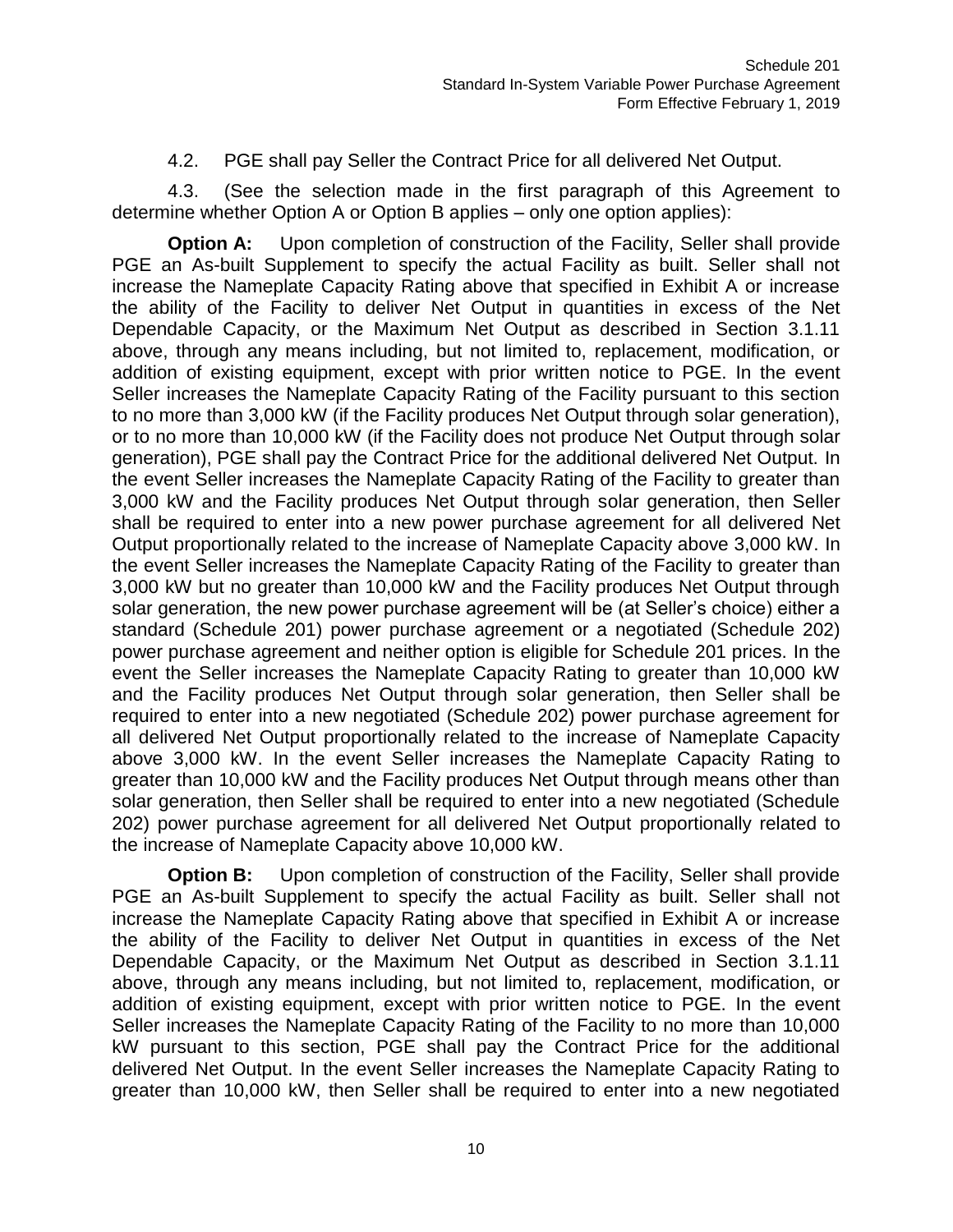4.2. PGE shall pay Seller the Contract Price for all delivered Net Output.

4.3. (See the selection made in the first paragraph of this Agreement to determine whether Option A or Option B applies – only one option applies):

**Option A:** Upon completion of construction of the Facility, Seller shall provide PGE an As-built Supplement to specify the actual Facility as built. Seller shall not increase the Nameplate Capacity Rating above that specified in Exhibit A or increase the ability of the Facility to deliver Net Output in quantities in excess of the Net Dependable Capacity, or the Maximum Net Output as described in Section 3.1.11 above, through any means including, but not limited to, replacement, modification, or addition of existing equipment, except with prior written notice to PGE. In the event Seller increases the Nameplate Capacity Rating of the Facility pursuant to this section to no more than 3,000 kW (if the Facility produces Net Output through solar generation), or to no more than 10,000 kW (if the Facility does not produce Net Output through solar generation), PGE shall pay the Contract Price for the additional delivered Net Output. In the event Seller increases the Nameplate Capacity Rating of the Facility to greater than 3,000 kW and the Facility produces Net Output through solar generation, then Seller shall be required to enter into a new power purchase agreement for all delivered Net Output proportionally related to the increase of Nameplate Capacity above 3,000 kW. In the event Seller increases the Nameplate Capacity Rating of the Facility to greater than 3,000 kW but no greater than 10,000 kW and the Facility produces Net Output through solar generation, the new power purchase agreement will be (at Seller's choice) either a standard (Schedule 201) power purchase agreement or a negotiated (Schedule 202) power purchase agreement and neither option is eligible for Schedule 201 prices. In the event the Seller increases the Nameplate Capacity Rating to greater than 10,000 kW and the Facility produces Net Output through solar generation, then Seller shall be required to enter into a new negotiated (Schedule 202) power purchase agreement for all delivered Net Output proportionally related to the increase of Nameplate Capacity above 3,000 kW. In the event Seller increases the Nameplate Capacity Rating to greater than 10,000 kW and the Facility produces Net Output through means other than solar generation, then Seller shall be required to enter into a new negotiated (Schedule 202) power purchase agreement for all delivered Net Output proportionally related to the increase of Nameplate Capacity above 10,000 kW.

**Option B:** Upon completion of construction of the Facility, Seller shall provide PGE an As-built Supplement to specify the actual Facility as built. Seller shall not increase the Nameplate Capacity Rating above that specified in Exhibit A or increase the ability of the Facility to deliver Net Output in quantities in excess of the Net Dependable Capacity, or the Maximum Net Output as described in Section 3.1.11 above, through any means including, but not limited to, replacement, modification, or addition of existing equipment, except with prior written notice to PGE. In the event Seller increases the Nameplate Capacity Rating of the Facility to no more than 10,000 kW pursuant to this section, PGE shall pay the Contract Price for the additional delivered Net Output. In the event Seller increases the Nameplate Capacity Rating to greater than 10,000 kW, then Seller shall be required to enter into a new negotiated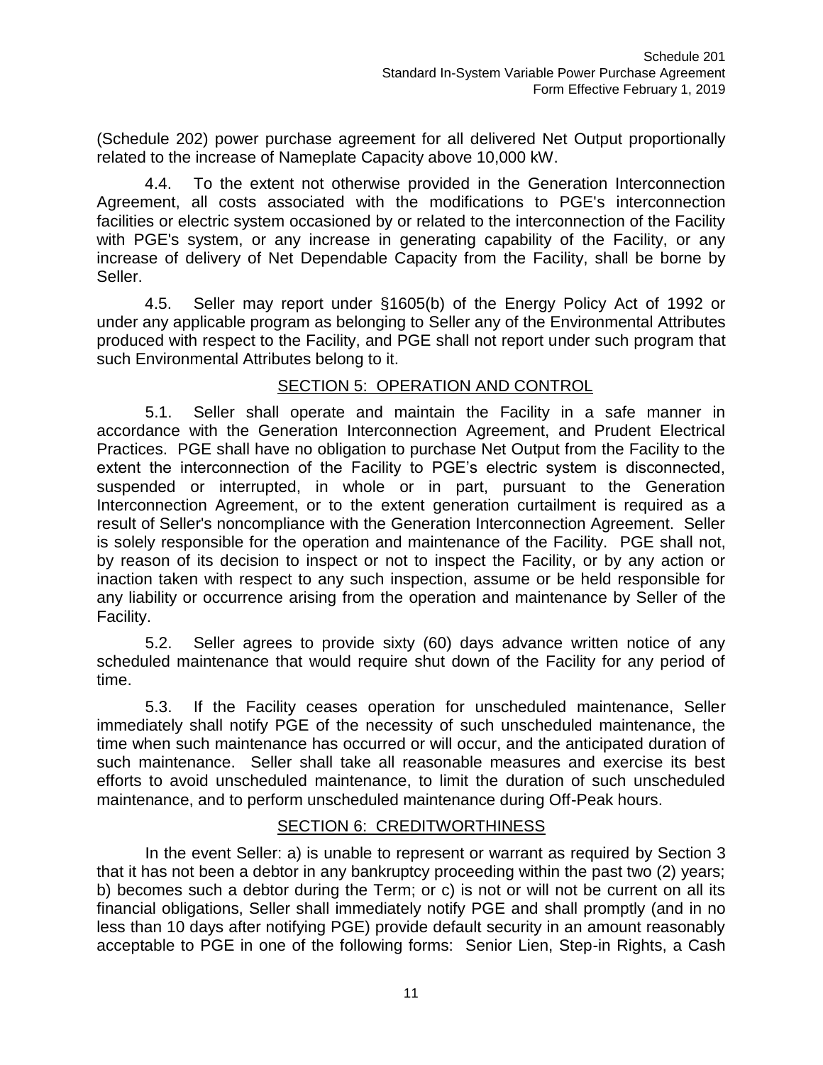(Schedule 202) power purchase agreement for all delivered Net Output proportionally related to the increase of Nameplate Capacity above 10,000 kW.

4.4. To the extent not otherwise provided in the Generation Interconnection Agreement, all costs associated with the modifications to PGE's interconnection facilities or electric system occasioned by or related to the interconnection of the Facility with PGE's system, or any increase in generating capability of the Facility, or any increase of delivery of Net Dependable Capacity from the Facility, shall be borne by Seller.

4.5. Seller may report under §1605(b) of the Energy Policy Act of 1992 or under any applicable program as belonging to Seller any of the Environmental Attributes produced with respect to the Facility, and PGE shall not report under such program that such Environmental Attributes belong to it.

## SECTION 5: OPERATION AND CONTROL

5.1. Seller shall operate and maintain the Facility in a safe manner in accordance with the Generation Interconnection Agreement, and Prudent Electrical Practices. PGE shall have no obligation to purchase Net Output from the Facility to the extent the interconnection of the Facility to PGE's electric system is disconnected, suspended or interrupted, in whole or in part, pursuant to the Generation Interconnection Agreement, or to the extent generation curtailment is required as a result of Seller's noncompliance with the Generation Interconnection Agreement. Seller is solely responsible for the operation and maintenance of the Facility. PGE shall not, by reason of its decision to inspect or not to inspect the Facility, or by any action or inaction taken with respect to any such inspection, assume or be held responsible for any liability or occurrence arising from the operation and maintenance by Seller of the Facility.

5.2. Seller agrees to provide sixty (60) days advance written notice of any scheduled maintenance that would require shut down of the Facility for any period of time.

5.3. If the Facility ceases operation for unscheduled maintenance, Seller immediately shall notify PGE of the necessity of such unscheduled maintenance, the time when such maintenance has occurred or will occur, and the anticipated duration of such maintenance. Seller shall take all reasonable measures and exercise its best efforts to avoid unscheduled maintenance, to limit the duration of such unscheduled maintenance, and to perform unscheduled maintenance during Off-Peak hours.

## SECTION 6: CREDITWORTHINESS

In the event Seller: a) is unable to represent or warrant as required by Section 3 that it has not been a debtor in any bankruptcy proceeding within the past two (2) years; b) becomes such a debtor during the Term; or c) is not or will not be current on all its financial obligations, Seller shall immediately notify PGE and shall promptly (and in no less than 10 days after notifying PGE) provide default security in an amount reasonably acceptable to PGE in one of the following forms: Senior Lien, Step-in Rights, a Cash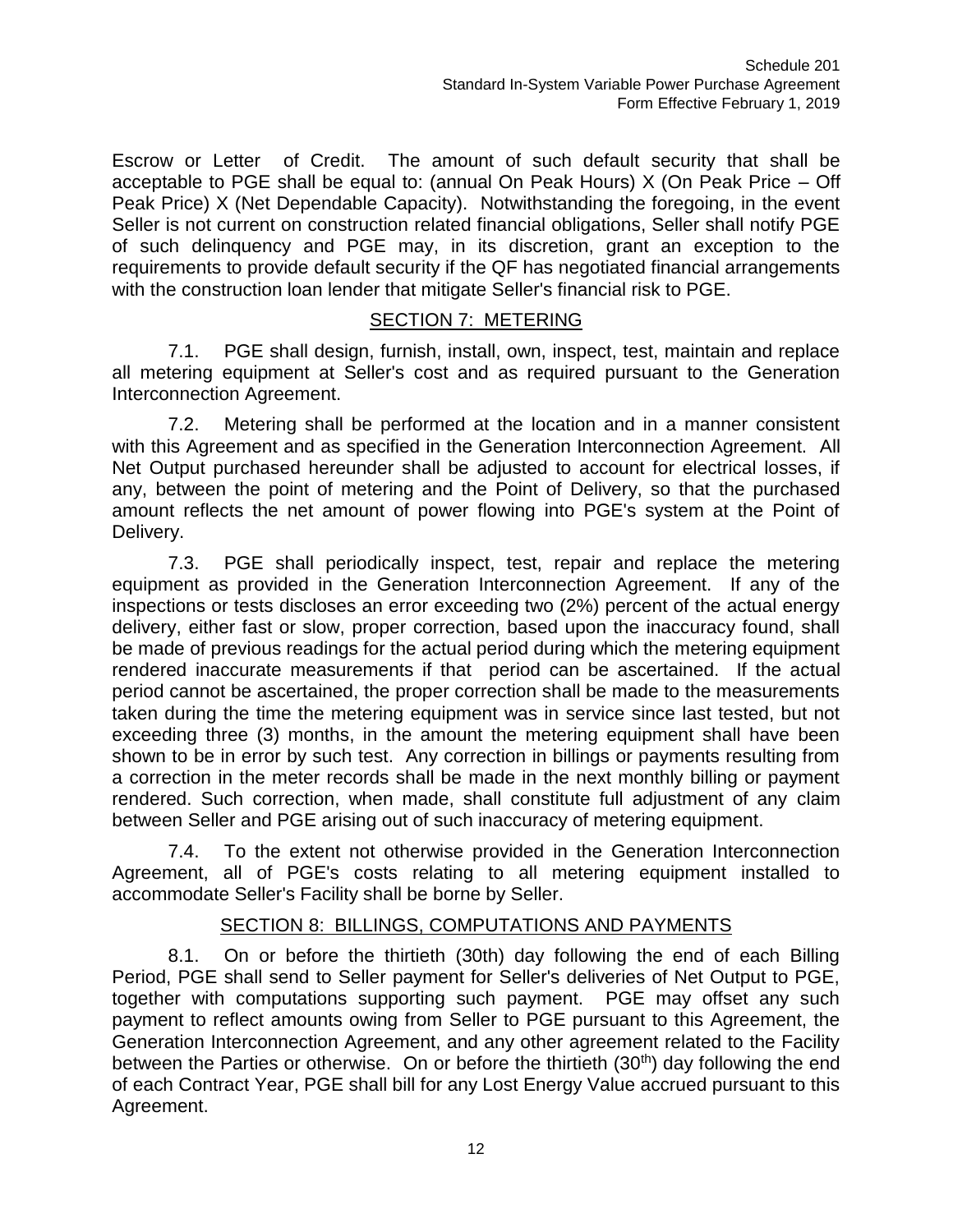Escrow or Letter of Credit. The amount of such default security that shall be acceptable to PGE shall be equal to: (annual On Peak Hours) X (On Peak Price – Off Peak Price) X (Net Dependable Capacity). Notwithstanding the foregoing, in the event Seller is not current on construction related financial obligations, Seller shall notify PGE of such delinquency and PGE may, in its discretion, grant an exception to the requirements to provide default security if the QF has negotiated financial arrangements with the construction loan lender that mitigate Seller's financial risk to PGE.

## SECTION 7: METERING

7.1. PGE shall design, furnish, install, own, inspect, test, maintain and replace all metering equipment at Seller's cost and as required pursuant to the Generation Interconnection Agreement.

7.2. Metering shall be performed at the location and in a manner consistent with this Agreement and as specified in the Generation Interconnection Agreement. All Net Output purchased hereunder shall be adjusted to account for electrical losses, if any, between the point of metering and the Point of Delivery, so that the purchased amount reflects the net amount of power flowing into PGE's system at the Point of Delivery.

7.3. PGE shall periodically inspect, test, repair and replace the metering equipment as provided in the Generation Interconnection Agreement. If any of the inspections or tests discloses an error exceeding two (2%) percent of the actual energy delivery, either fast or slow, proper correction, based upon the inaccuracy found, shall be made of previous readings for the actual period during which the metering equipment rendered inaccurate measurements if that period can be ascertained. If the actual period cannot be ascertained, the proper correction shall be made to the measurements taken during the time the metering equipment was in service since last tested, but not exceeding three (3) months, in the amount the metering equipment shall have been shown to be in error by such test. Any correction in billings or payments resulting from a correction in the meter records shall be made in the next monthly billing or payment rendered. Such correction, when made, shall constitute full adjustment of any claim between Seller and PGE arising out of such inaccuracy of metering equipment.

7.4. To the extent not otherwise provided in the Generation Interconnection Agreement, all of PGE's costs relating to all metering equipment installed to accommodate Seller's Facility shall be borne by Seller.

## SECTION 8: BILLINGS, COMPUTATIONS AND PAYMENTS

8.1. On or before the thirtieth (30th) day following the end of each Billing Period, PGE shall send to Seller payment for Seller's deliveries of Net Output to PGE, together with computations supporting such payment. PGE may offset any such payment to reflect amounts owing from Seller to PGE pursuant to this Agreement, the Generation Interconnection Agreement, and any other agreement related to the Facility between the Parties or otherwise. On or before the thirtieth (30th) day following the end of each Contract Year, PGE shall bill for any Lost Energy Value accrued pursuant to this Agreement.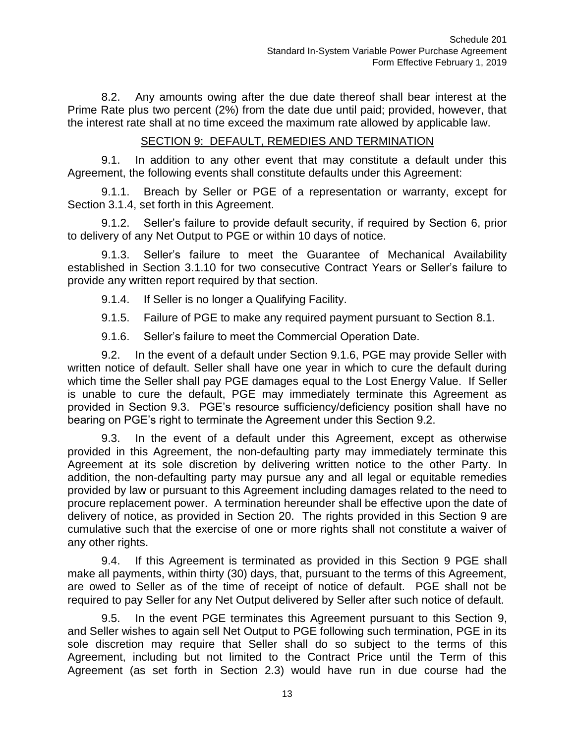8.2. Any amounts owing after the due date thereof shall bear interest at the Prime Rate plus two percent (2%) from the date due until paid; provided, however, that the interest rate shall at no time exceed the maximum rate allowed by applicable law.

## SECTION 9: DEFAULT, REMEDIES AND TERMINATION

9.1. In addition to any other event that may constitute a default under this Agreement, the following events shall constitute defaults under this Agreement:

9.1.1. Breach by Seller or PGE of a representation or warranty, except for Section 3.1.4, set forth in this Agreement.

9.1.2. Seller's failure to provide default security, if required by Section 6, prior to delivery of any Net Output to PGE or within 10 days of notice.

9.1.3. Seller's failure to meet the Guarantee of Mechanical Availability established in Section 3.1.10 for two consecutive Contract Years or Seller's failure to provide any written report required by that section.

9.1.4. If Seller is no longer a Qualifying Facility.

9.1.5. Failure of PGE to make any required payment pursuant to Section 8.1.

9.1.6. Seller's failure to meet the Commercial Operation Date.

9.2. In the event of a default under Section 9.1.6, PGE may provide Seller with written notice of default. Seller shall have one year in which to cure the default during which time the Seller shall pay PGE damages equal to the Lost Energy Value. If Seller is unable to cure the default, PGE may immediately terminate this Agreement as provided in Section 9.3. PGE's resource sufficiency/deficiency position shall have no bearing on PGE's right to terminate the Agreement under this Section 9.2.

9.3. In the event of a default under this Agreement, except as otherwise provided in this Agreement, the non-defaulting party may immediately terminate this Agreement at its sole discretion by delivering written notice to the other Party. In addition, the non-defaulting party may pursue any and all legal or equitable remedies provided by law or pursuant to this Agreement including damages related to the need to procure replacement power. A termination hereunder shall be effective upon the date of delivery of notice, as provided in Section 20. The rights provided in this Section 9 are cumulative such that the exercise of one or more rights shall not constitute a waiver of any other rights.

9.4. If this Agreement is terminated as provided in this Section 9 PGE shall make all payments, within thirty (30) days, that, pursuant to the terms of this Agreement, are owed to Seller as of the time of receipt of notice of default. PGE shall not be required to pay Seller for any Net Output delivered by Seller after such notice of default.

9.5. In the event PGE terminates this Agreement pursuant to this Section 9, and Seller wishes to again sell Net Output to PGE following such termination, PGE in its sole discretion may require that Seller shall do so subject to the terms of this Agreement, including but not limited to the Contract Price until the Term of this Agreement (as set forth in Section 2.3) would have run in due course had the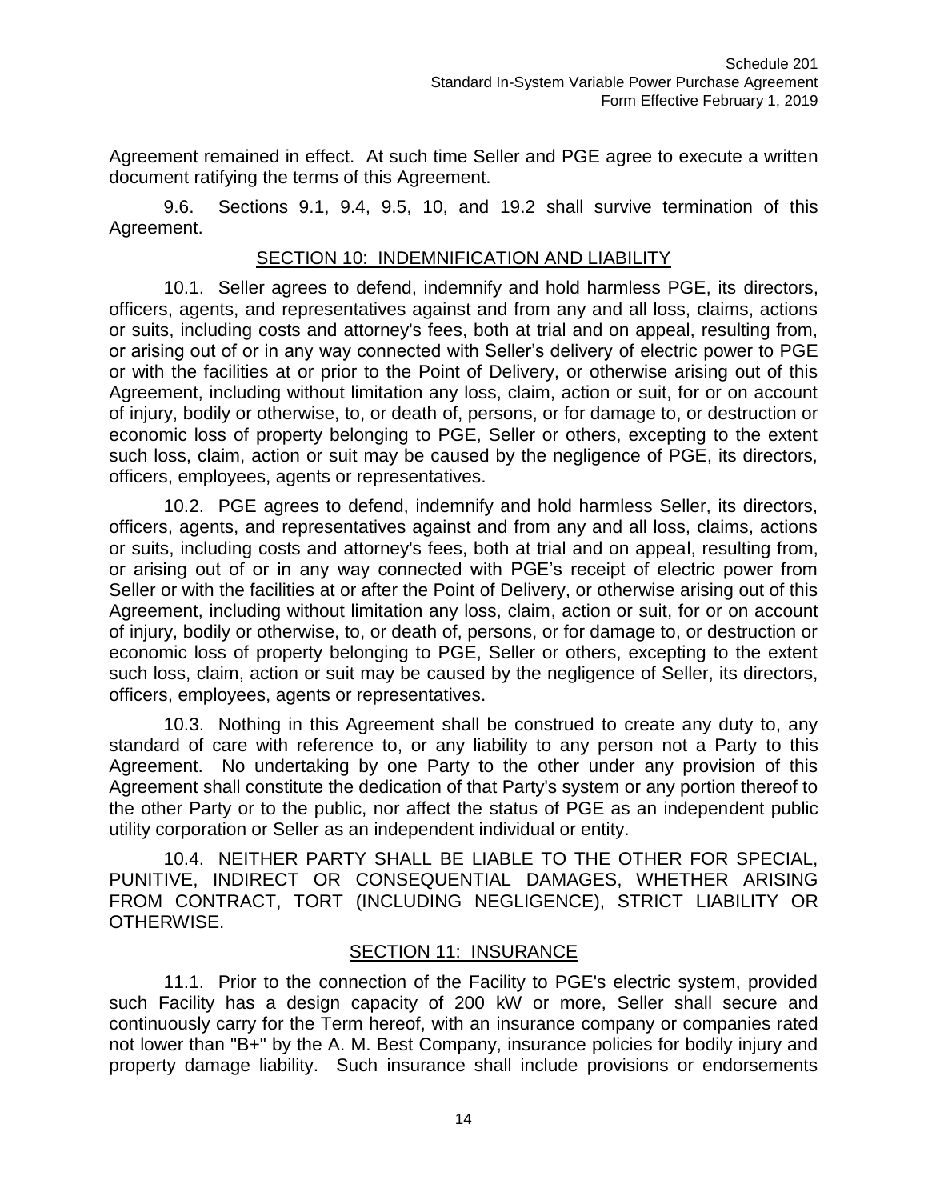Agreement remained in effect. At such time Seller and PGE agree to execute a written document ratifying the terms of this Agreement.

9.6. Sections 9.1, 9.4, 9.5, 10, and 19.2 shall survive termination of this Agreement.

## SECTION 10: INDEMNIFICATION AND LIABILITY

10.1. Seller agrees to defend, indemnify and hold harmless PGE, its directors, officers, agents, and representatives against and from any and all loss, claims, actions or suits, including costs and attorney's fees, both at trial and on appeal, resulting from, or arising out of or in any way connected with Seller's delivery of electric power to PGE or with the facilities at or prior to the Point of Delivery, or otherwise arising out of this Agreement, including without limitation any loss, claim, action or suit, for or on account of injury, bodily or otherwise, to, or death of, persons, or for damage to, or destruction or economic loss of property belonging to PGE, Seller or others, excepting to the extent such loss, claim, action or suit may be caused by the negligence of PGE, its directors, officers, employees, agents or representatives.

10.2. PGE agrees to defend, indemnify and hold harmless Seller, its directors, officers, agents, and representatives against and from any and all loss, claims, actions or suits, including costs and attorney's fees, both at trial and on appeal, resulting from, or arising out of or in any way connected with PGE's receipt of electric power from Seller or with the facilities at or after the Point of Delivery, or otherwise arising out of this Agreement, including without limitation any loss, claim, action or suit, for or on account of injury, bodily or otherwise, to, or death of, persons, or for damage to, or destruction or economic loss of property belonging to PGE, Seller or others, excepting to the extent such loss, claim, action or suit may be caused by the negligence of Seller, its directors, officers, employees, agents or representatives.

10.3. Nothing in this Agreement shall be construed to create any duty to, any standard of care with reference to, or any liability to any person not a Party to this Agreement. No undertaking by one Party to the other under any provision of this Agreement shall constitute the dedication of that Party's system or any portion thereof to the other Party or to the public, nor affect the status of PGE as an independent public utility corporation or Seller as an independent individual or entity.

10.4. NEITHER PARTY SHALL BE LIABLE TO THE OTHER FOR SPECIAL, PUNITIVE, INDIRECT OR CONSEQUENTIAL DAMAGES, WHETHER ARISING FROM CONTRACT, TORT (INCLUDING NEGLIGENCE), STRICT LIABILITY OR OTHERWISE.

## SECTION 11: INSURANCE

11.1. Prior to the connection of the Facility to PGE's electric system, provided such Facility has a design capacity of 200 kW or more, Seller shall secure and continuously carry for the Term hereof, with an insurance company or companies rated not lower than "B+" by the A. M. Best Company, insurance policies for bodily injury and property damage liability. Such insurance shall include provisions or endorsements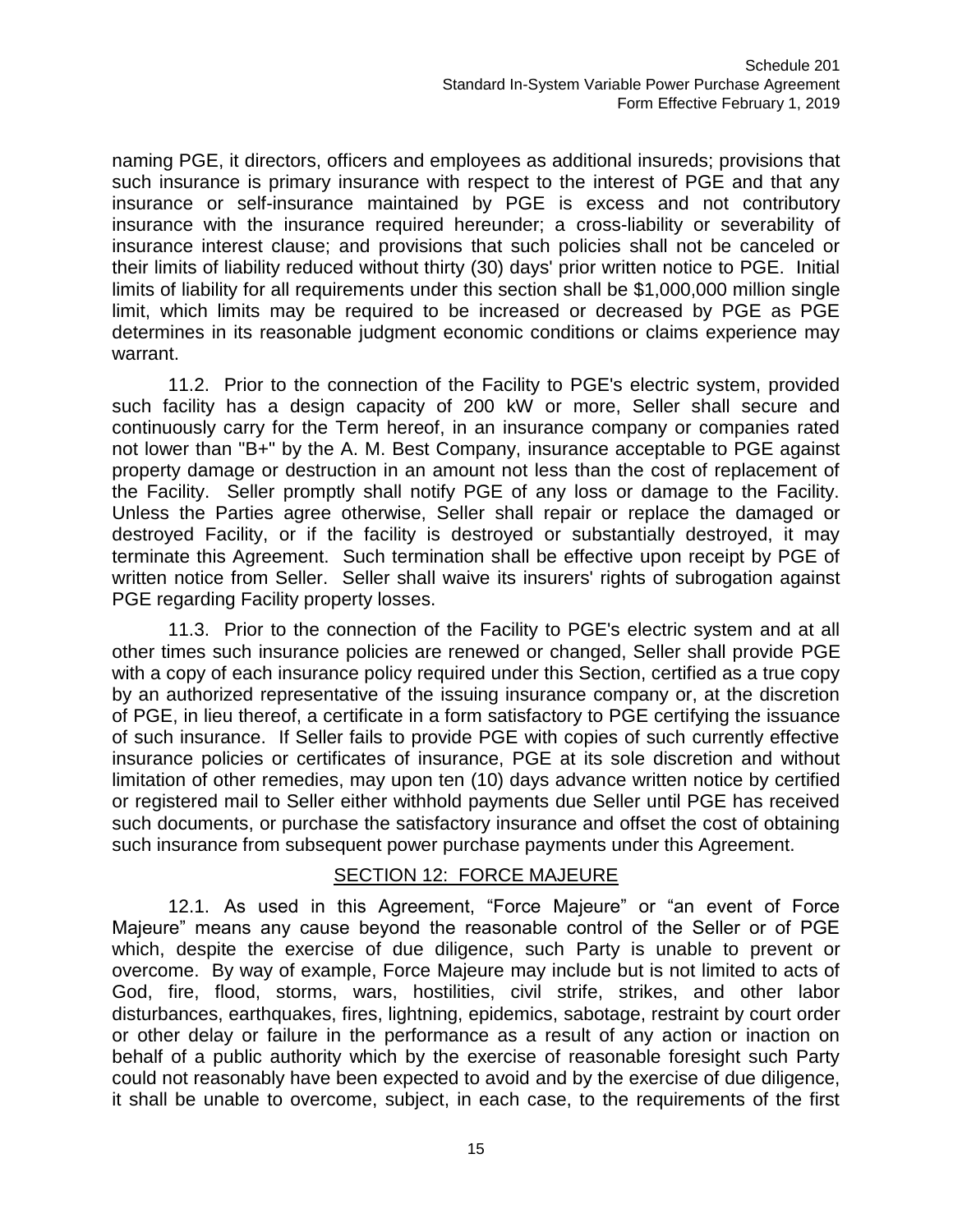naming PGE, it directors, officers and employees as additional insureds; provisions that such insurance is primary insurance with respect to the interest of PGE and that any insurance or self-insurance maintained by PGE is excess and not contributory insurance with the insurance required hereunder; a cross-liability or severability of insurance interest clause; and provisions that such policies shall not be canceled or their limits of liability reduced without thirty (30) days' prior written notice to PGE. Initial limits of liability for all requirements under this section shall be $1,000,000 million single limit, which limits may be required to be increased or decreased by PGE as PGE determines in its reasonable judgment economic conditions or claims experience may warrant.

11.2. Prior to the connection of the Facility to PGE's electric system, provided such facility has a design capacity of 200 kW or more, Seller shall secure and continuously carry for the Term hereof, in an insurance company or companies rated not lower than "B+" by the A. M. Best Company, insurance acceptable to PGE against property damage or destruction in an amount not less than the cost of replacement of the Facility. Seller promptly shall notify PGE of any loss or damage to the Facility. Unless the Parties agree otherwise, Seller shall repair or replace the damaged or destroyed Facility, or if the facility is destroyed or substantially destroyed, it may terminate this Agreement. Such termination shall be effective upon receipt by PGE of written notice from Seller. Seller shall waive its insurers' rights of subrogation against PGE regarding Facility property losses.

11.3. Prior to the connection of the Facility to PGE's electric system and at all other times such insurance policies are renewed or changed, Seller shall provide PGE with a copy of each insurance policy required under this Section, certified as a true copy by an authorized representative of the issuing insurance company or, at the discretion of PGE, in lieu thereof, a certificate in a form satisfactory to PGE certifying the issuance of such insurance. If Seller fails to provide PGE with copies of such currently effective insurance policies or certificates of insurance, PGE at its sole discretion and without limitation of other remedies, may upon ten (10) days advance written notice by certified or registered mail to Seller either withhold payments due Seller until PGE has received such documents, or purchase the satisfactory insurance and offset the cost of obtaining such insurance from subsequent power purchase payments under this Agreement.

## SECTION 12: FORCE MAJEURE

12.1. As used in this Agreement, "Force Majeure" or "an event of Force Majeure" means any cause beyond the reasonable control of the Seller or of PGE which, despite the exercise of due diligence, such Party is unable to prevent or overcome. By way of example, Force Majeure may include but is not limited to acts of God, fire, flood, storms, wars, hostilities, civil strife, strikes, and other labor disturbances, earthquakes, fires, lightning, epidemics, sabotage, restraint by court order or other delay or failure in the performance as a result of any action or inaction on behalf of a public authority which by the exercise of reasonable foresight such Party could not reasonably have been expected to avoid and by the exercise of due diligence, it shall be unable to overcome, subject, in each case, to the requirements of the first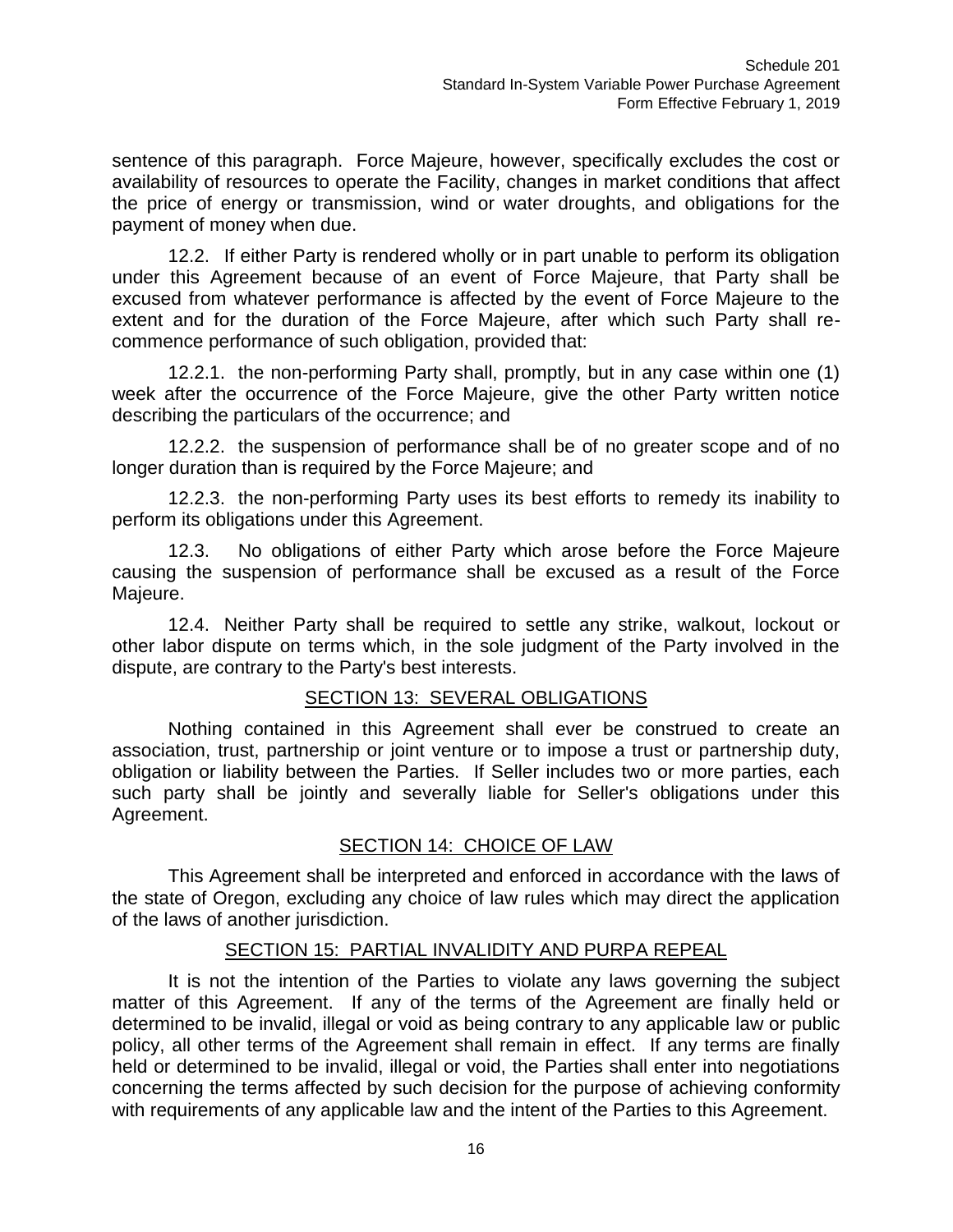sentence of this paragraph. Force Majeure, however, specifically excludes the cost or availability of resources to operate the Facility, changes in market conditions that affect the price of energy or transmission, wind or water droughts, and obligations for the payment of money when due.

12.2. If either Party is rendered wholly or in part unable to perform its obligation under this Agreement because of an event of Force Majeure, that Party shall be excused from whatever performance is affected by the event of Force Majeure to the extent and for the duration of the Force Majeure, after which such Party shall re-commence performance of such obligation, provided that:

12.2.1. the non-performing Party shall, promptly, but in any case within one (1) week after the occurrence of the Force Majeure, give the other Party written notice describing the particulars of the occurrence; and

12.2.2. the suspension of performance shall be of no greater scope and of no longer duration than is required by the Force Majeure; and

12.2.3. the non-performing Party uses its best efforts to remedy its inability to perform its obligations under this Agreement.

12.3. No obligations of either Party which arose before the Force Majeure causing the suspension of performance shall be excused as a result of the Force Majeure.

12.4. Neither Party shall be required to settle any strike, walkout, lockout or other labor dispute on terms which, in the sole judgment of the Party involved in the dispute, are contrary to the Party's best interests.

## SECTION 13: SEVERAL OBLIGATIONS

Nothing contained in this Agreement shall ever be construed to create an association, trust, partnership or joint venture or to impose a trust or partnership duty, obligation or liability between the Parties. If Seller includes two or more parties, each such party shall be jointly and severally liable for Seller's obligations under this Agreement.

## SECTION 14: CHOICE OF LAW

This Agreement shall be interpreted and enforced in accordance with the laws of the state of Oregon, excluding any choice of law rules which may direct the application of the laws of another jurisdiction.

## SECTION 15: PARTIAL INVALIDITY AND PURPA REPEAL

It is not the intention of the Parties to violate any laws governing the subject matter of this Agreement. If any of the terms of the Agreement are finally held or determined to be invalid, illegal or void as being contrary to any applicable law or public policy, all other terms of the Agreement shall remain in effect. If any terms are finally held or determined to be invalid, illegal or void, the Parties shall enter into negotiations concerning the terms affected by such decision for the purpose of achieving conformity with requirements of any applicable law and the intent of the Parties to this Agreement.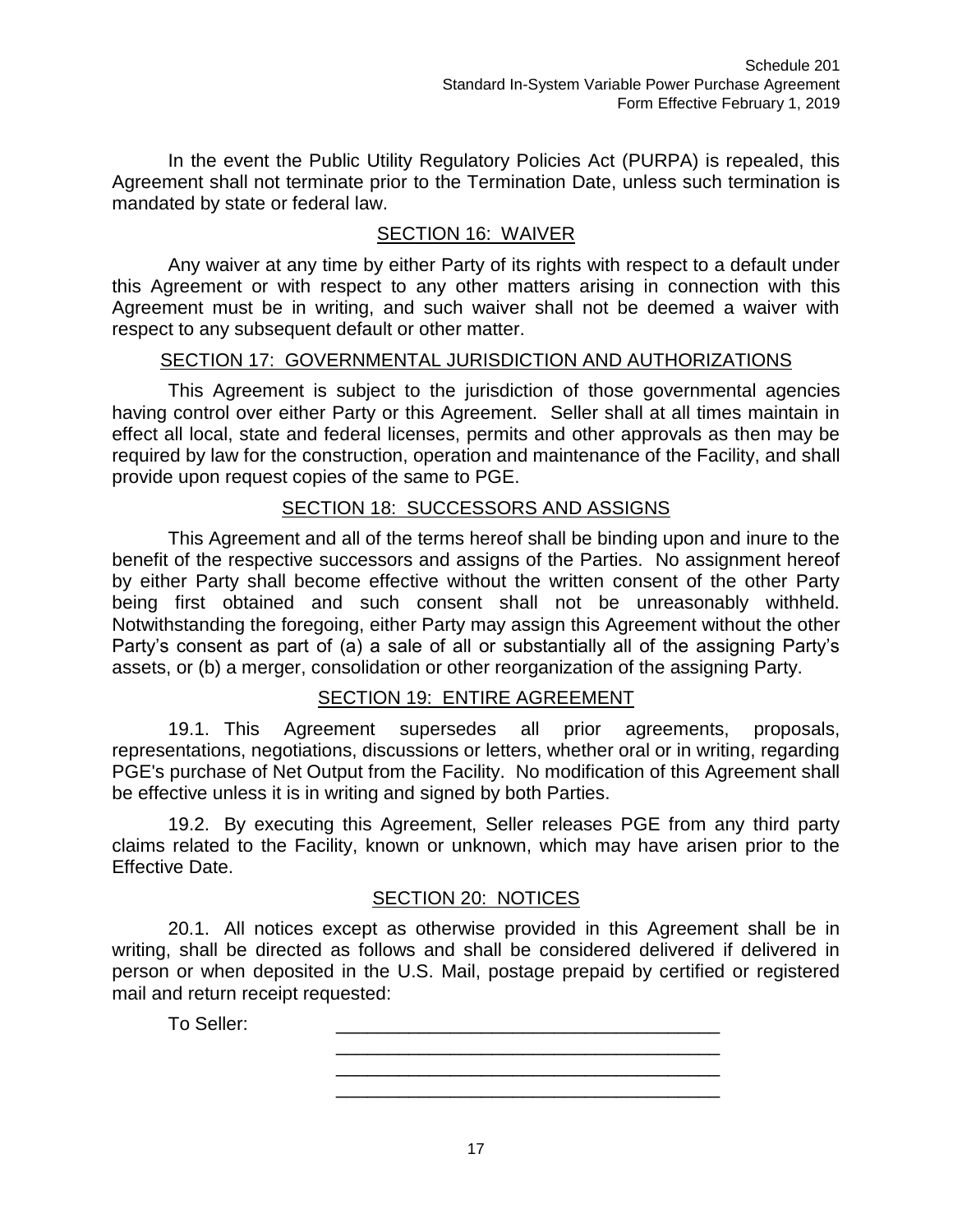In the event the Public Utility Regulatory Policies Act (PURPA) is repealed, this Agreement shall not terminate prior to the Termination Date, unless such termination is mandated by state or federal law.

## SECTION 16: WAIVER

Any waiver at any time by either Party of its rights with respect to a default under this Agreement or with respect to any other matters arising in connection with this Agreement must be in writing, and such waiver shall not be deemed a waiver with respect to any subsequent default or other matter.

## SECTION 17: GOVERNMENTAL JURISDICTION AND AUTHORIZATIONS

This Agreement is subject to the jurisdiction of those governmental agencies having control over either Party or this Agreement. Seller shall at all times maintain in effect all local, state and federal licenses, permits and other approvals as then may be required by law for the construction, operation and maintenance of the Facility, and shall provide upon request copies of the same to PGE.

## SECTION 18: SUCCESSORS AND ASSIGNS

This Agreement and all of the terms hereof shall be binding upon and inure to the benefit of the respective successors and assigns of the Parties. No assignment hereof by either Party shall become effective without the written consent of the other Party being first obtained and such consent shall not be unreasonably withheld. Notwithstanding the foregoing, either Party may assign this Agreement without the other Party's consent as part of (a) a sale of all or substantially all of the assigning Party's assets, or (b) a merger, consolidation or other reorganization of the assigning Party.

## SECTION 19: ENTIRE AGREEMENT

19.1. This Agreement supersedes all prior agreements, proposals, representations, negotiations, discussions or letters, whether oral or in writing, regarding PGE's purchase of Net Output from the Facility. No modification of this Agreement shall be effective unless it is in writing and signed by both Parties.

19.2. By executing this Agreement, Seller releases PGE from any third party claims related to the Facility, known or unknown, which may have arisen prior to the Effective Date.

## SECTION 20: NOTICES

20.1. All notices except as otherwise provided in this Agreement shall be in writing, shall be directed as follows and shall be considered delivered if delivered in person or when deposited in the U.S. Mail, postage prepaid by certified or registered mail and return receipt requested:

To Seller: ____________________________________
____________________________________
____________________________________
____________________________________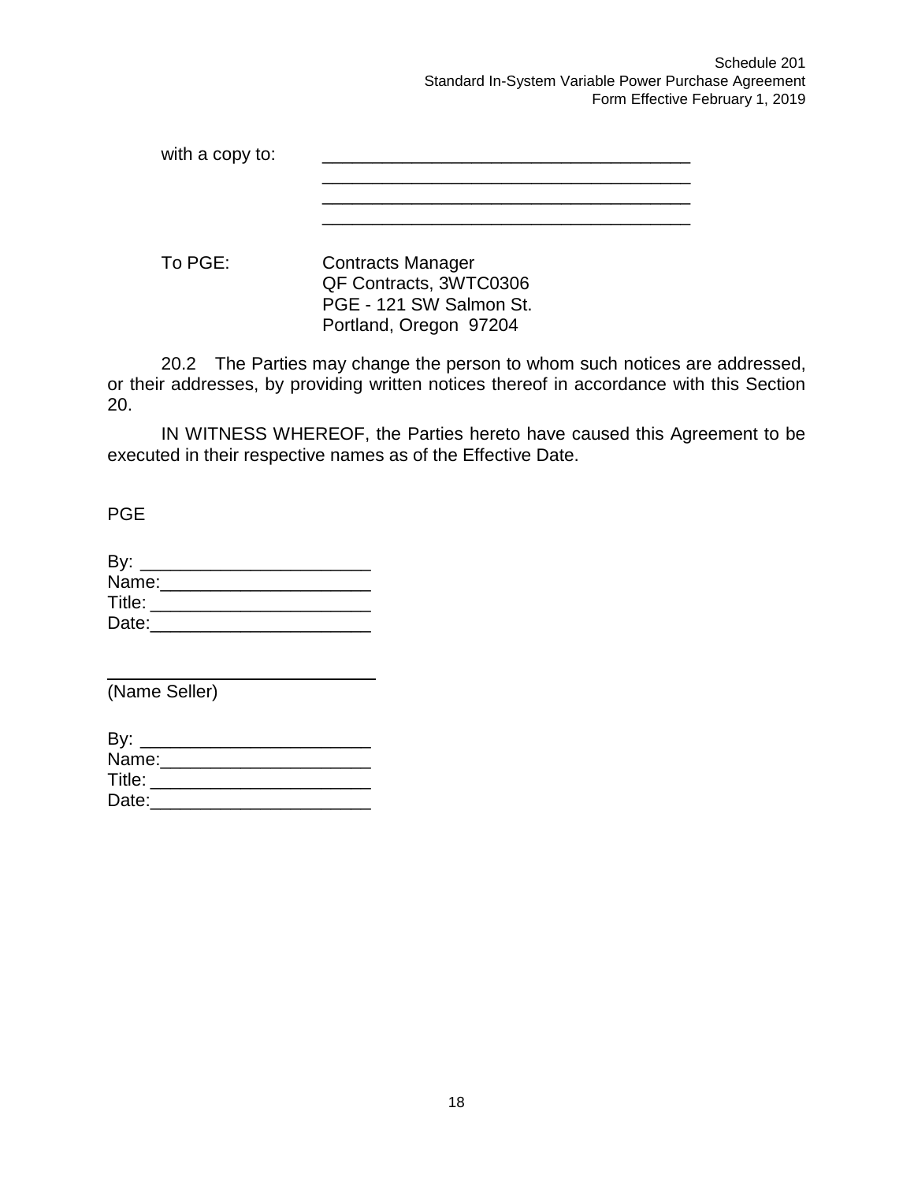with a copy to: \_\_\_\_\_\_\_\_\_\_\_\_\_\_\_\_\_\_\_\_\_\_\_\_\_\_\_\_\_\_\_\_\_\_\_\_
\_\_\_\_\_\_\_\_\_\_\_\_\_\_\_\_\_\_\_\_\_\_\_\_\_\_\_\_\_\_\_\_\_\_\_\_
\_\_\_\_\_\_\_\_\_\_\_\_\_\_\_\_\_\_\_\_\_\_\_\_\_\_\_\_\_\_\_\_\_\_\_\_
\_\_\_\_\_\_\_\_\_\_\_\_\_\_\_\_\_\_\_\_\_\_\_\_\_\_\_\_\_\_\_\_\_\_\_\_

To PGE: Contracts Manager
QF Contracts, 3WTC0306
PGE - 121 SW Salmon St.
Portland, Oregon 97204

20.2 The Parties may change the person to whom such notices are addressed, or their addresses, by providing written notices thereof in accordance with this Section 20.

IN WITNESS WHEREOF, the Parties hereto have caused this Agreement to be executed in their respective names as of the Effective Date.

PGE

By: \_\_\_\_\_\_\_\_\_\_\_\_\_\_\_\_\_\_\_\_\_\_
Name:\_\_\_\_\_\_\_\_\_\_\_\_\_\_\_\_\_\_\_\_\_
Title: \_\_\_\_\_\_\_\_\_\_\_\_\_\_\_\_\_\_\_\_\_
Date:\_\_\_\_\_\_\_\_\_\_\_\_\_\_\_\_\_\_\_\_\_\_

\_\_\_\_\_\_\_\_\_\_\_\_\_\_\_\_\_\_\_\_\_\_\_\_\_\_
(Name Seller)

By: \_\_\_\_\_\_\_\_\_\_\_\_\_\_\_\_\_\_\_\_\_\_
Name:\_\_\_\_\_\_\_\_\_\_\_\_\_\_\_\_\_\_\_\_\_
Title: \_\_\_\_\_\_\_\_\_\_\_\_\_\_\_\_\_\_\_\_\_
Date:\_\_\_\_\_\_\_\_\_\_\_\_\_\_\_\_\_\_\_\_\_\_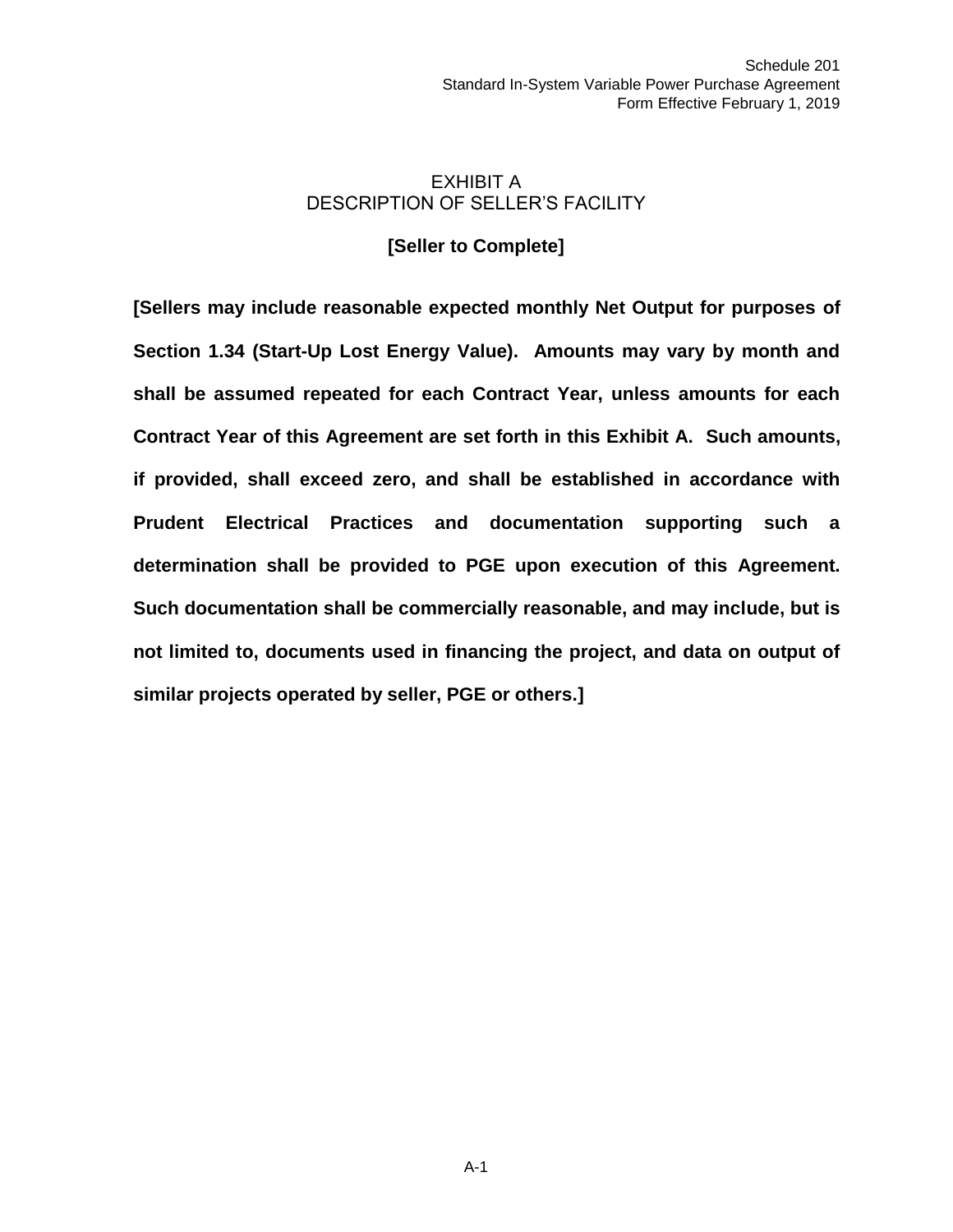# EXHIBIT A
# DESCRIPTION OF SELLER'S FACILITY

**[Seller to Complete]**

**[Sellers may include reasonable expected monthly Net Output for purposes of Section 1.34 (Start-Up Lost Energy Value). Amounts may vary by month and shall be assumed repeated for each Contract Year, unless amounts for each Contract Year of this Agreement are set forth in this Exhibit A. Such amounts, if provided, shall exceed zero, and shall be established in accordance with Prudent Electrical Practices and documentation supporting such a determination shall be provided to PGE upon execution of this Agreement. Such documentation shall be commercially reasonable, and may include, but is not limited to, documents used in financing the project, and data on output of similar projects operated by seller, PGE or others.]**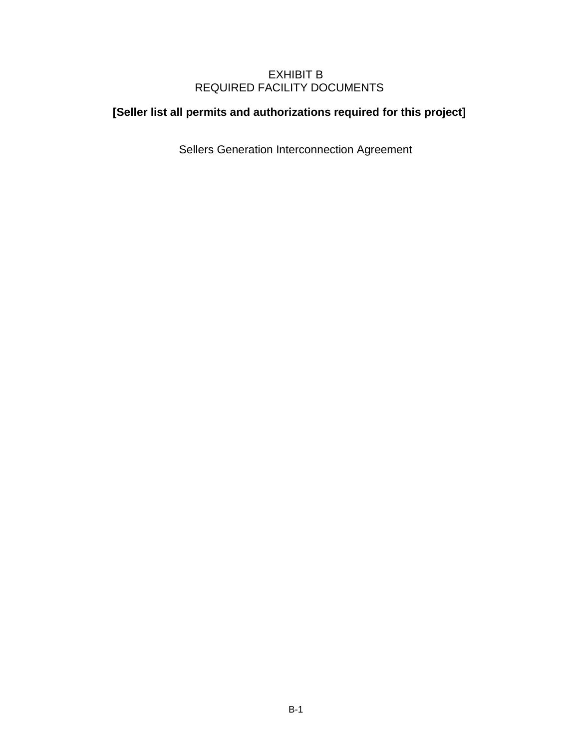# EXHIBIT B
# REQUIRED FACILITY DOCUMENTS

**[Seller list all permits and authorizations required for this project]**

Sellers Generation Interconnection Agreement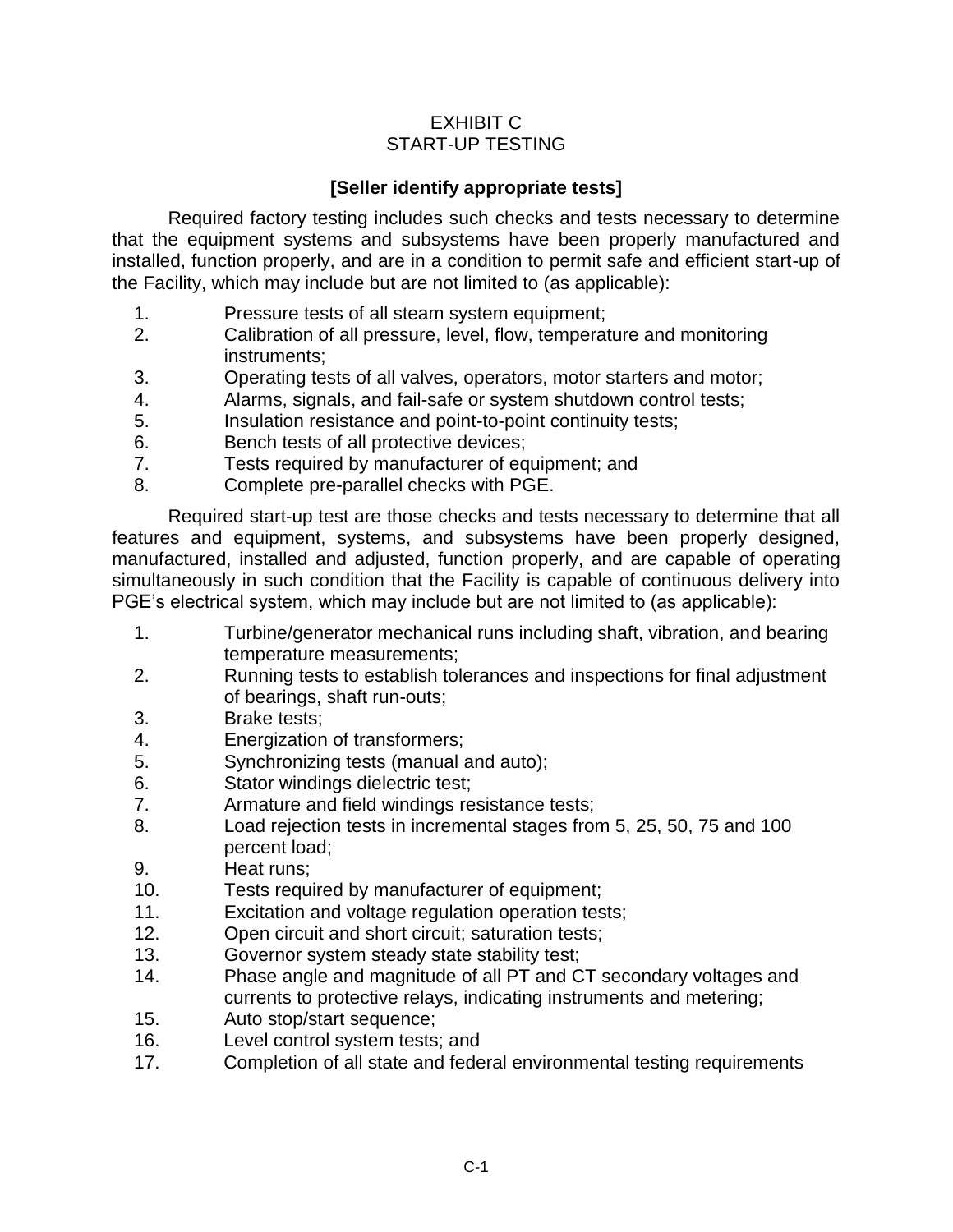# EXHIBIT C
# START-UP TESTING

**[Seller identify appropriate tests]**

Required factory testing includes such checks and tests necessary to determine that the equipment systems and subsystems have been properly manufactured and installed, function properly, and are in a condition to permit safe and efficient start-up of the Facility, which may include but are not limited to (as applicable):

1. Pressure tests of all steam system equipment;
2. Calibration of all pressure, level, flow, temperature and monitoring instruments;
3. Operating tests of all valves, operators, motor starters and motor;
4. Alarms, signals, and fail-safe or system shutdown control tests;
5. Insulation resistance and point-to-point continuity tests;
6. Bench tests of all protective devices;
7. Tests required by manufacturer of equipment; and
8. Complete pre-parallel checks with PGE.

Required start-up test are those checks and tests necessary to determine that all features and equipment, systems, and subsystems have been properly designed, manufactured, installed and adjusted, function properly, and are capable of operating simultaneously in such condition that the Facility is capable of continuous delivery into PGE's electrical system, which may include but are not limited to (as applicable):

1. Turbine/generator mechanical runs including shaft, vibration, and bearing temperature measurements;
2. Running tests to establish tolerances and inspections for final adjustment of bearings, shaft run-outs;
3. Brake tests;
4. Energization of transformers;
5. Synchronizing tests (manual and auto);
6. Stator windings dielectric test;
7. Armature and field windings resistance tests;
8. Load rejection tests in incremental stages from 5, 25, 50, 75 and 100 percent load;
9. Heat runs;
10. Tests required by manufacturer of equipment;
11. Excitation and voltage regulation operation tests;
12. Open circuit and short circuit; saturation tests;
13. Governor system steady state stability test;
14. Phase angle and magnitude of all PT and CT secondary voltages and currents to protective relays, indicating instruments and metering;
15. Auto stop/start sequence;
16. Level control system tests; and
17. Completion of all state and federal environmental testing requirements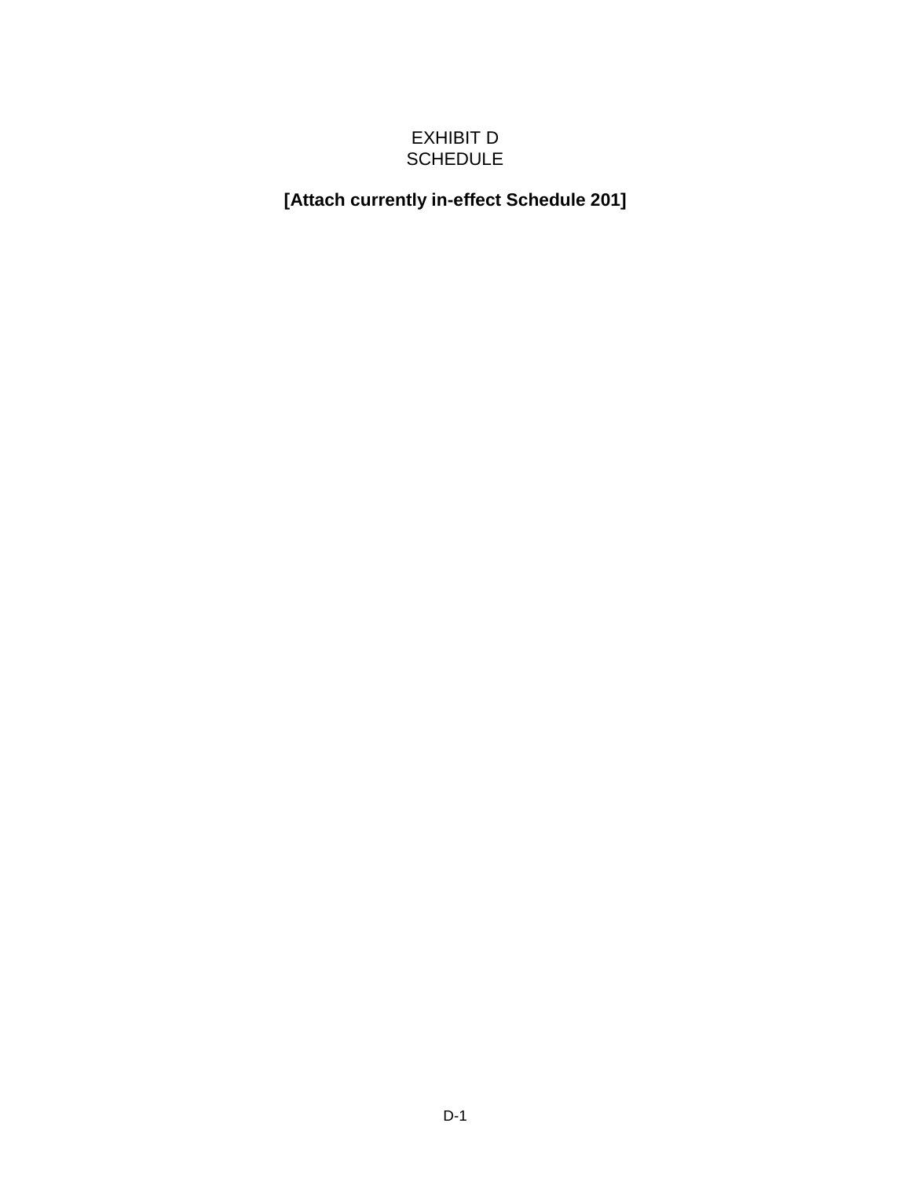# EXHIBIT D
# SCHEDULE

**[Attach currently in-effect Schedule 201]**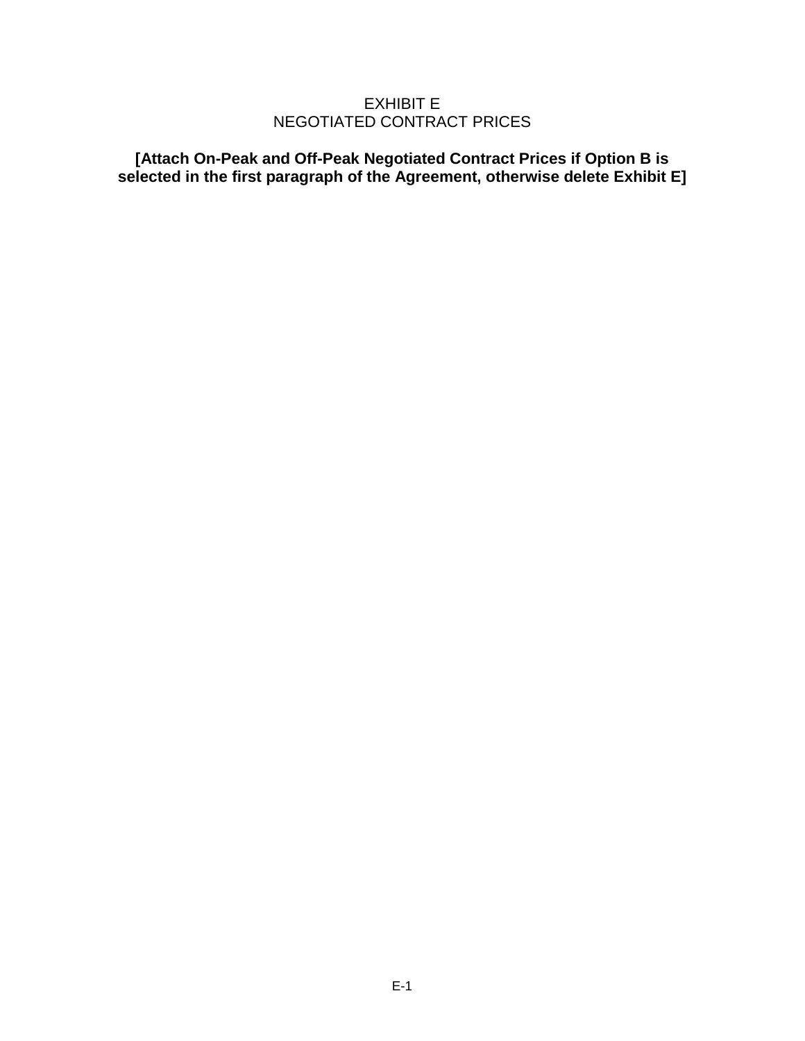# EXHIBIT E
# NEGOTIATED CONTRACT PRICES

**[Attach On-Peak and Off-Peak Negotiated Contract Prices if Option B is selected in the first paragraph of the Agreement, otherwise delete Exhibit E]**